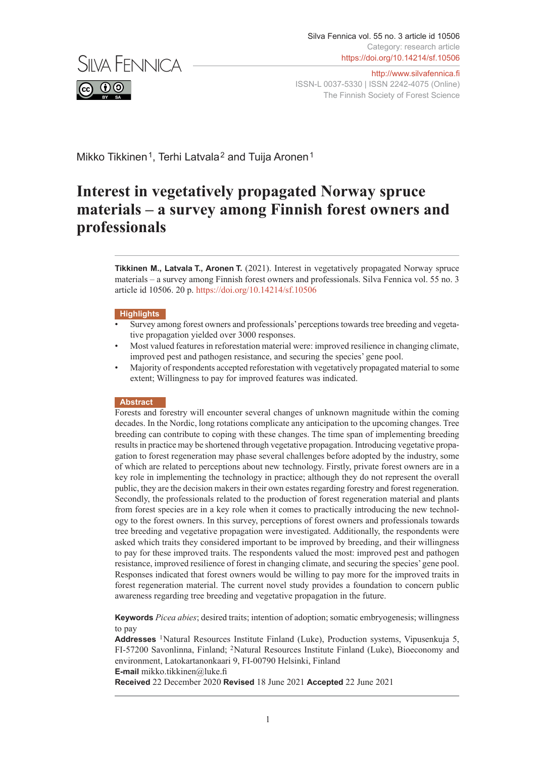Silva Fennica vol. 55 no. 3 article id 10506
Category: research article
https://doi.org/10.14214/sf.10506

http://www.silvafennica.fi
ISSN-L 0037-5330 | ISSN 2242-4075 (Online)
The Finnish Society of Forest Science

Mikko Tikkinen[1], Terhi Latvala[2] and Tuija Aronen[1]

# Interest in vegetatively propagated Norway spruce materials – a survey among Finnish forest owners and professionals

**Tikkinen M., Latvala T., Aronen T.** (2021). Interest in vegetatively propagated Norway spruce materials – a survey among Finnish forest owners and professionals. Silva Fennica vol. 55 no. 3 article id 10506. 20 p. https://doi.org/10.14214/sf.10506

## Highlights

- Survey among forest owners and professionals' perceptions towards tree breeding and vegetative propagation yielded over 3000 responses.
- Most valued features in reforestation material were: improved resilience in changing climate, improved pest and pathogen resistance, and securing the species' gene pool.
- Majority of respondents accepted reforestation with vegetatively propagated material to some extent; Willingness to pay for improved features was indicated.

## Abstract

Forests and forestry will encounter several changes of unknown magnitude within the coming decades. In the Nordic, long rotations complicate any anticipation to the upcoming changes. Tree breeding can contribute to coping with these changes. The time span of implementing breeding results in practice may be shortened through vegetative propagation. Introducing vegetative propagation to forest regeneration may phase several challenges before adopted by the industry, some of which are related to perceptions about new technology. Firstly, private forest owners are in a key role in implementing the technology in practice; although they do not represent the overall public, they are the decision makers in their own estates regarding forestry and forest regeneration. Secondly, the professionals related to the production of forest regeneration material and plants from forest species are in a key role when it comes to practically introducing the new technology to the forest owners. In this survey, perceptions of forest owners and professionals towards tree breeding and vegetative propagation were investigated. Additionally, the respondents were asked which traits they considered important to be improved by breeding, and their willingness to pay for these improved traits. The respondents valued the most: improved pest and pathogen resistance, improved resilience of forest in changing climate, and securing the species' gene pool. Responses indicated that forest owners would be willing to pay more for the improved traits in forest regeneration material. The current novel study provides a foundation to concern public awareness regarding tree breeding and vegetative propagation in the future.

**Keywords** *Picea abies*; desired traits; intention of adoption; somatic embryogenesis; willingness to pay

**Addresses** [1]Natural Resources Institute Finland (Luke), Production systems, Vipusenkuja 5, FI-57200 Savonlinna, Finland; [2]Natural Resources Institute Finland (Luke), Bioeconomy and environment, Latokartanonkaari 9, FI-00790 Helsinki, Finland

**E-mail** mikko.tikkinen@luke.fi

**Received** 22 December 2020 **Revised** 18 June 2021 **Accepted** 22 June 2021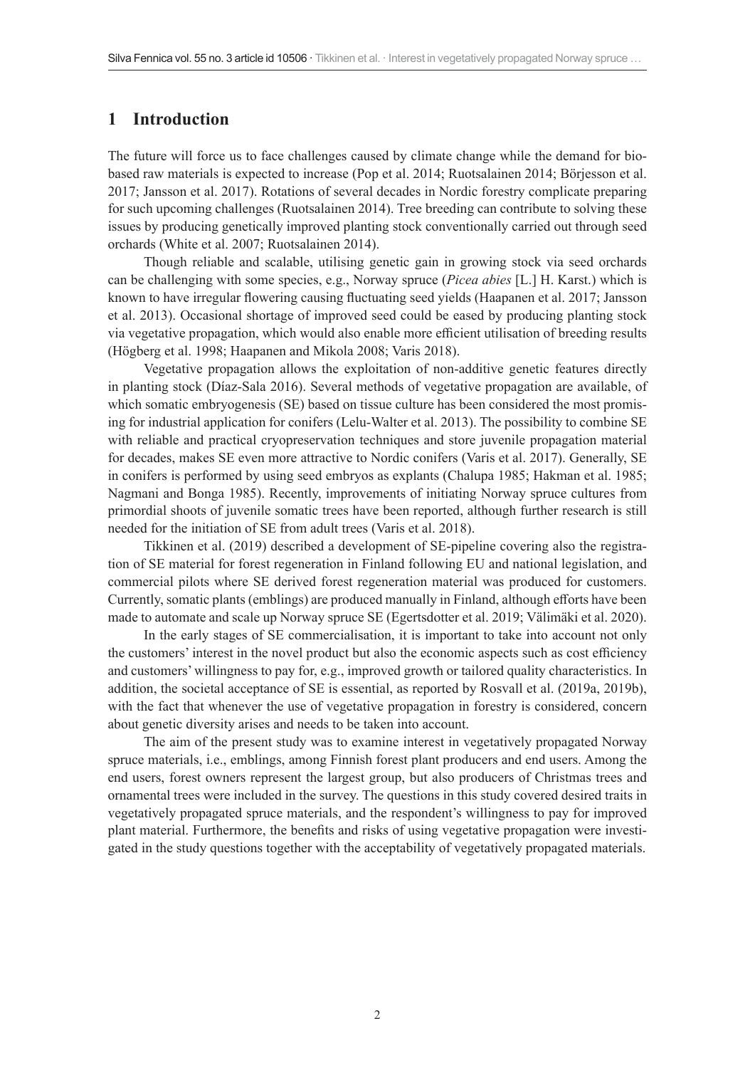## 1 Introduction

The future will force us to face challenges caused by climate change while the demand for bio-based raw materials is expected to increase (Pop et al. 2014; Ruotsalainen 2014; Börjesson et al. 2017; Jansson et al. 2017). Rotations of several decades in Nordic forestry complicate preparing for such upcoming challenges (Ruotsalainen 2014). Tree breeding can contribute to solving these issues by producing genetically improved planting stock conventionally carried out through seed orchards (White et al. 2007; Ruotsalainen 2014).

Though reliable and scalable, utilising genetic gain in growing stock via seed orchards can be challenging with some species, e.g., Norway spruce (*Picea abies* [L.] H. Karst.) which is known to have irregular flowering causing fluctuating seed yields (Haapanen et al. 2017; Jansson et al. 2013). Occasional shortage of improved seed could be eased by producing planting stock via vegetative propagation, which would also enable more efficient utilisation of breeding results (Högberg et al. 1998; Haapanen and Mikola 2008; Varis 2018).

Vegetative propagation allows the exploitation of non-additive genetic features directly in planting stock (Díaz-Sala 2016). Several methods of vegetative propagation are available, of which somatic embryogenesis (SE) based on tissue culture has been considered the most promising for industrial application for conifers (Lelu-Walter et al. 2013). The possibility to combine SE with reliable and practical cryopreservation techniques and store juvenile propagation material for decades, makes SE even more attractive to Nordic conifers (Varis et al. 2017). Generally, SE in conifers is performed by using seed embryos as explants (Chalupa 1985; Hakman et al. 1985; Nagmani and Bonga 1985). Recently, improvements of initiating Norway spruce cultures from primordial shoots of juvenile somatic trees have been reported, although further research is still needed for the initiation of SE from adult trees (Varis et al. 2018).

Tikkinen et al. (2019) described a development of SE-pipeline covering also the registration of SE material for forest regeneration in Finland following EU and national legislation, and commercial pilots where SE derived forest regeneration material was produced for customers. Currently, somatic plants (emblings) are produced manually in Finland, although efforts have been made to automate and scale up Norway spruce SE (Egertsdotter et al. 2019; Välimäki et al. 2020).

In the early stages of SE commercialisation, it is important to take into account not only the customers' interest in the novel product but also the economic aspects such as cost efficiency and customers' willingness to pay for, e.g., improved growth or tailored quality characteristics. In addition, the societal acceptance of SE is essential, as reported by Rosvall et al. (2019a, 2019b), with the fact that whenever the use of vegetative propagation in forestry is considered, concern about genetic diversity arises and needs to be taken into account.

The aim of the present study was to examine interest in vegetatively propagated Norway spruce materials, i.e., emblings, among Finnish forest plant producers and end users. Among the end users, forest owners represent the largest group, but also producers of Christmas trees and ornamental trees were included in the survey. The questions in this study covered desired traits in vegetatively propagated spruce materials, and the respondent's willingness to pay for improved plant material. Furthermore, the benefits and risks of using vegetative propagation were investigated in the study questions together with the acceptability of vegetatively propagated materials.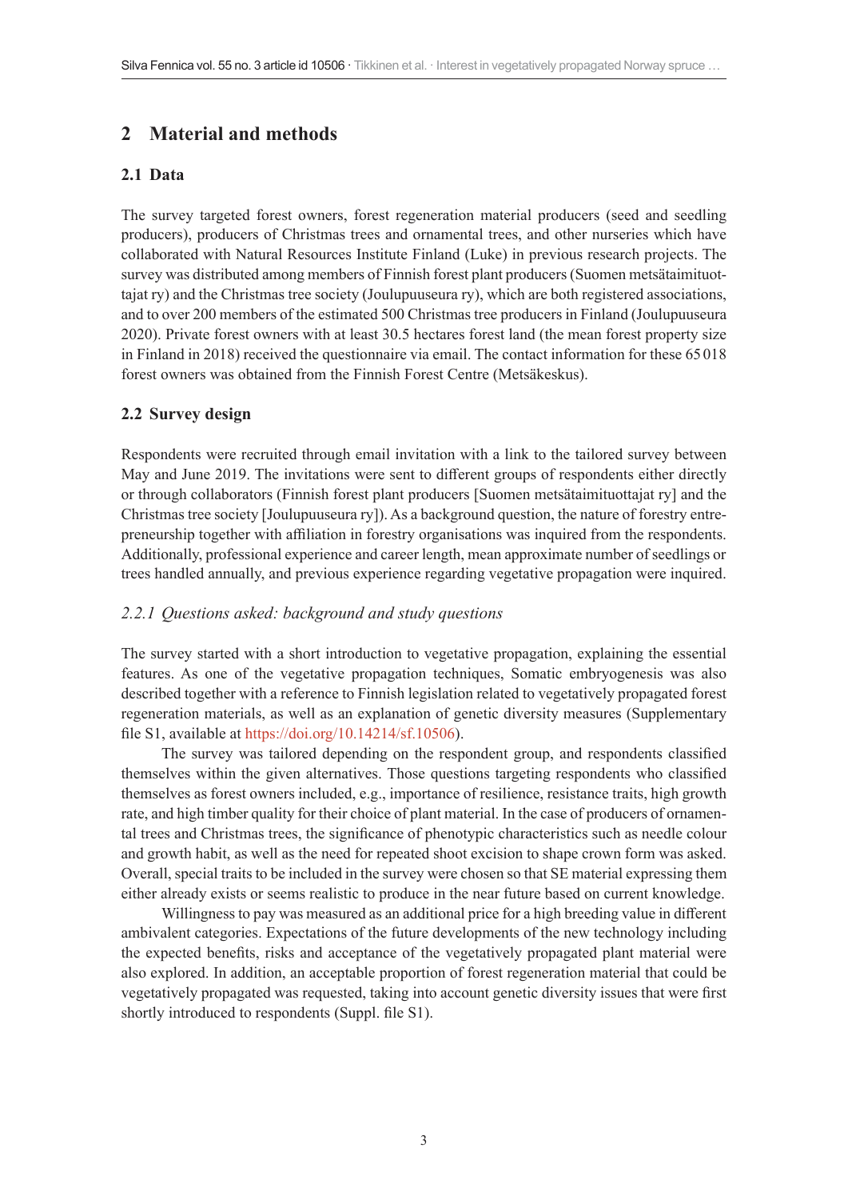## 2 Material and methods

### 2.1 Data

The survey targeted forest owners, forest regeneration material producers (seed and seedling producers), producers of Christmas trees and ornamental trees, and other nurseries which have collaborated with Natural Resources Institute Finland (Luke) in previous research projects. The survey was distributed among members of Finnish forest plant producers (Suomen metsätaimituottajat ry) and the Christmas tree society (Joulupuuseura ry), which are both registered associations, and to over 200 members of the estimated 500 Christmas tree producers in Finland (Joulupuuseura 2020). Private forest owners with at least 30.5 hectares forest land (the mean forest property size in Finland in 2018) received the questionnaire via email. The contact information for these 65 018 forest owners was obtained from the Finnish Forest Centre (Metsäkeskus).

### 2.2 Survey design

Respondents were recruited through email invitation with a link to the tailored survey between May and June 2019. The invitations were sent to different groups of respondents either directly or through collaborators (Finnish forest plant producers [Suomen metsätaimituottajat ry] and the Christmas tree society [Joulupuuseura ry]). As a background question, the nature of forestry entrepreneurship together with affiliation in forestry organisations was inquired from the respondents. Additionally, professional experience and career length, mean approximate number of seedlings or trees handled annually, and previous experience regarding vegetative propagation were inquired.

#### *2.2.1 Questions asked: background and study questions*

The survey started with a short introduction to vegetative propagation, explaining the essential features. As one of the vegetative propagation techniques, Somatic embryogenesis was also described together with a reference to Finnish legislation related to vegetatively propagated forest regeneration materials, as well as an explanation of genetic diversity measures (Supplementary file S1, available at https://doi.org/10.14214/sf.10506).

The survey was tailored depending on the respondent group, and respondents classified themselves within the given alternatives. Those questions targeting respondents who classified themselves as forest owners included, e.g., importance of resilience, resistance traits, high growth rate, and high timber quality for their choice of plant material. In the case of producers of ornamental trees and Christmas trees, the significance of phenotypic characteristics such as needle colour and growth habit, as well as the need for repeated shoot excision to shape crown form was asked. Overall, special traits to be included in the survey were chosen so that SE material expressing them either already exists or seems realistic to produce in the near future based on current knowledge.

Willingness to pay was measured as an additional price for a high breeding value in different ambivalent categories. Expectations of the future developments of the new technology including the expected benefits, risks and acceptance of the vegetatively propagated plant material were also explored. In addition, an acceptable proportion of forest regeneration material that could be vegetatively propagated was requested, taking into account genetic diversity issues that were first shortly introduced to respondents (Suppl. file S1).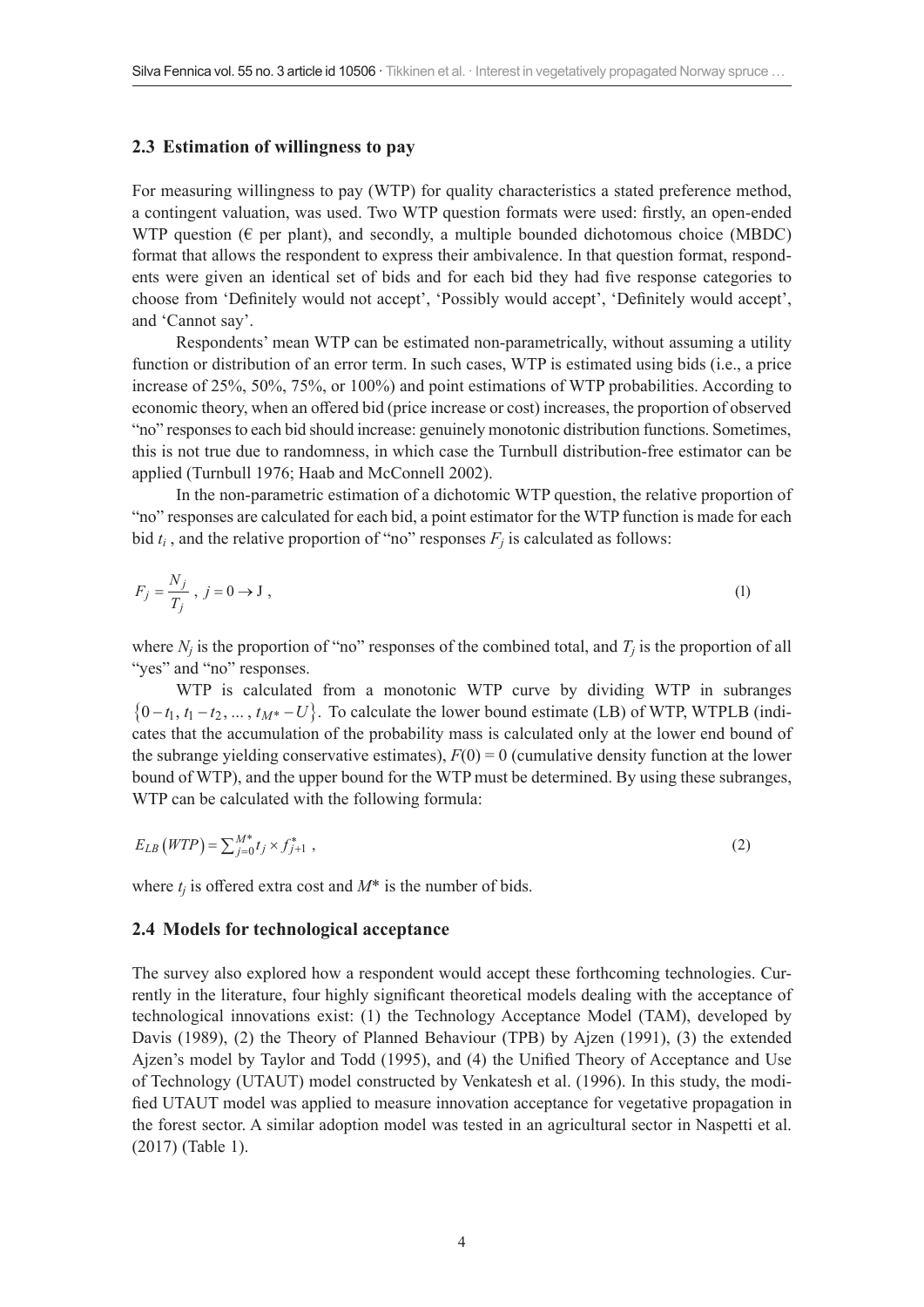### 2.3 Estimation of willingness to pay

For measuring willingness to pay (WTP) for quality characteristics a stated preference method, a contingent valuation, was used. Two WTP question formats were used: firstly, an open-ended WTP question (€ per plant), and secondly, a multiple bounded dichotomous choice (MBDC) format that allows the respondent to express their ambivalence. In that question format, respondents were given an identical set of bids and for each bid they had five response categories to choose from 'Definitely would not accept', 'Possibly would accept', 'Definitely would accept', and 'Cannot say'.

Respondents' mean WTP can be estimated non-parametrically, without assuming a utility function or distribution of an error term. In such cases, WTP is estimated using bids (i.e., a price increase of 25%, 50%, 75%, or 100%) and point estimations of WTP probabilities. According to economic theory, when an offered bid (price increase or cost) increases, the proportion of observed "no" responses to each bid should increase: genuinely monotonic distribution functions. Sometimes, this is not true due to randomness, in which case the Turnbull distribution-free estimator can be applied (Turnbull 1976; Haab and McConnell 2002).

In the non-parametric estimation of a dichotomic WTP question, the relative proportion of "no" responses are calculated for each bid, a point estimator for the WTP function is made for each bid $t_i$ , and the relative proportion of "no" responses $F_j$ is calculated as follows:

$$F_j = \frac{N_j}{T_j}\ ,\ j = 0 \rightarrow \mathrm{J}\ , \tag{1}$$

where $N_j$ is the proportion of "no" responses of the combined total, and $T_j$ is the proportion of all "yes" and "no" responses.

WTP is calculated from a monotonic WTP curve by dividing WTP in subranges $\{0 - t_1, t_1 - t_2, \ldots, t_{M^*} - U\}$. To calculate the lower bound estimate (LB) of WTP, WTPLB (indicates that the accumulation of the probability mass is calculated only at the lower end bound of the subrange yielding conservative estimates), $F(0) = 0$ (cumulative density function at the lower bound of WTP), and the upper bound for the WTP must be determined. By using these subranges, WTP can be calculated with the following formula:

$$E_{LB}(WTP) = \sum_{j=0}^{M^*} t_j \times f_{j+1}^{*}\ , \tag{2}$$

where $t_j$ is offered extra cost and $M^*$ is the number of bids.

### 2.4 Models for technological acceptance

The survey also explored how a respondent would accept these forthcoming technologies. Currently in the literature, four highly significant theoretical models dealing with the acceptance of technological innovations exist: (1) the Technology Acceptance Model (TAM), developed by Davis (1989), (2) the Theory of Planned Behaviour (TPB) by Ajzen (1991), (3) the extended Ajzen's model by Taylor and Todd (1995), and (4) the Unified Theory of Acceptance and Use of Technology (UTAUT) model constructed by Venkatesh et al. (1996). In this study, the modified UTAUT model was applied to measure innovation acceptance for vegetative propagation in the forest sector. A similar adoption model was tested in an agricultural sector in Naspetti et al. (2017) (Table 1).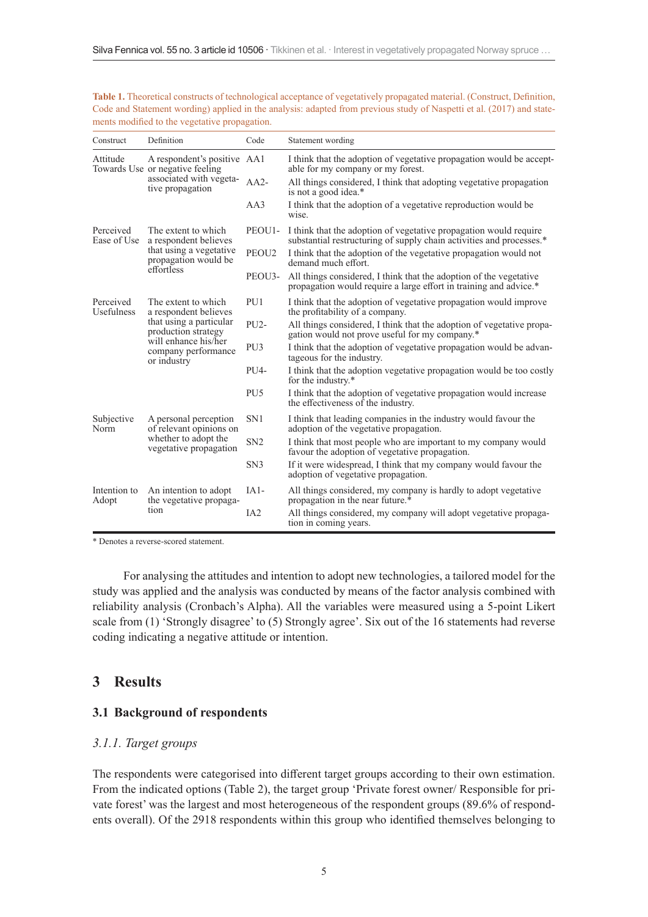**Table 1.** Theoretical constructs of technological acceptance of vegetatively propagated material. (Construct, Definition, Code and Statement wording) applied in the analysis: adapted from previous study of Naspetti et al. (2017) and statements modified to the vegetative propagation.

| Construct | Definition | Code | Statement wording |
|---|---|---|---|
| Attitude Towards Use | A respondent's positive or negative feeling associated with vegetative propagation | AA1 | I think that the adoption of vegetative propagation would be acceptable for my company or my forest. |
| | | AA2- | All things considered, I think that adopting vegetative propagation is not a good idea.* |
| | | AA3 | I think that the adoption of a vegetative reproduction would be wise. |
| Perceived Ease of Use | The extent to which a respondent believes that using a vegetative propagation would be effortless | PEOU1- | I think that the adoption of vegetative propagation would require substantial restructuring of supply chain activities and processes.* |
| | | PEOU2 | I think that the adoption of the vegetative propagation would not demand much effort. |
| | | PEOU3- | All things considered, I think that the adoption of the vegetative propagation would require a large effort in training and advice.* |
| Perceived Usefulness | The extent to which a respondent believes that using a particular production strategy will enhance his/her company performance or industry | PU1 | I think that the adoption of vegetative propagation would improve the profitability of a company. |
| | | PU2- | All things considered, I think that the adoption of vegetative propagation would not prove useful for my company.* |
| | | PU3 | I think that the adoption of vegetative propagation would be advantageous for the industry. |
| | | PU4- | I think that the adoption vegetative propagation would be too costly for the industry.* |
| | | PU5 | I think that the adoption of vegetative propagation would increase the effectiveness of the industry. |
| Subjective Norm | A personal perception of relevant opinions on whether to adopt the vegetative propagation | SN1 | I think that leading companies in the industry would favour the adoption of the vegetative propagation. |
| | | SN2 | I think that most people who are important to my company would favour the adoption of vegetative propagation. |
| | | SN3 | If it were widespread, I think that my company would favour the adoption of vegetative propagation. |
| Intention to Adopt | An intention to adopt the vegetative propagation | IA1- | All things considered, my company is hardly to adopt vegetative propagation in the near future.* |
| | | IA2 | All things considered, my company will adopt vegetative propagation in coming years. |

* Denotes a reverse-scored statement.

For analysing the attitudes and intention to adopt new technologies, a tailored model for the study was applied and the analysis was conducted by means of the factor analysis combined with reliability analysis (Cronbach's Alpha). All the variables were measured using a 5-point Likert scale from (1) 'Strongly disagree' to (5) Strongly agree'. Six out of the 16 statements had reverse coding indicating a negative attitude or intention.

## 3 Results

### 3.1 Background of respondents

#### *3.1.1. Target groups*

The respondents were categorised into different target groups according to their own estimation. From the indicated options (Table 2), the target group 'Private forest owner/ Responsible for private forest' was the largest and most heterogeneous of the respondent groups (89.6% of respondents overall). Of the 2918 respondents within this group who identified themselves belonging to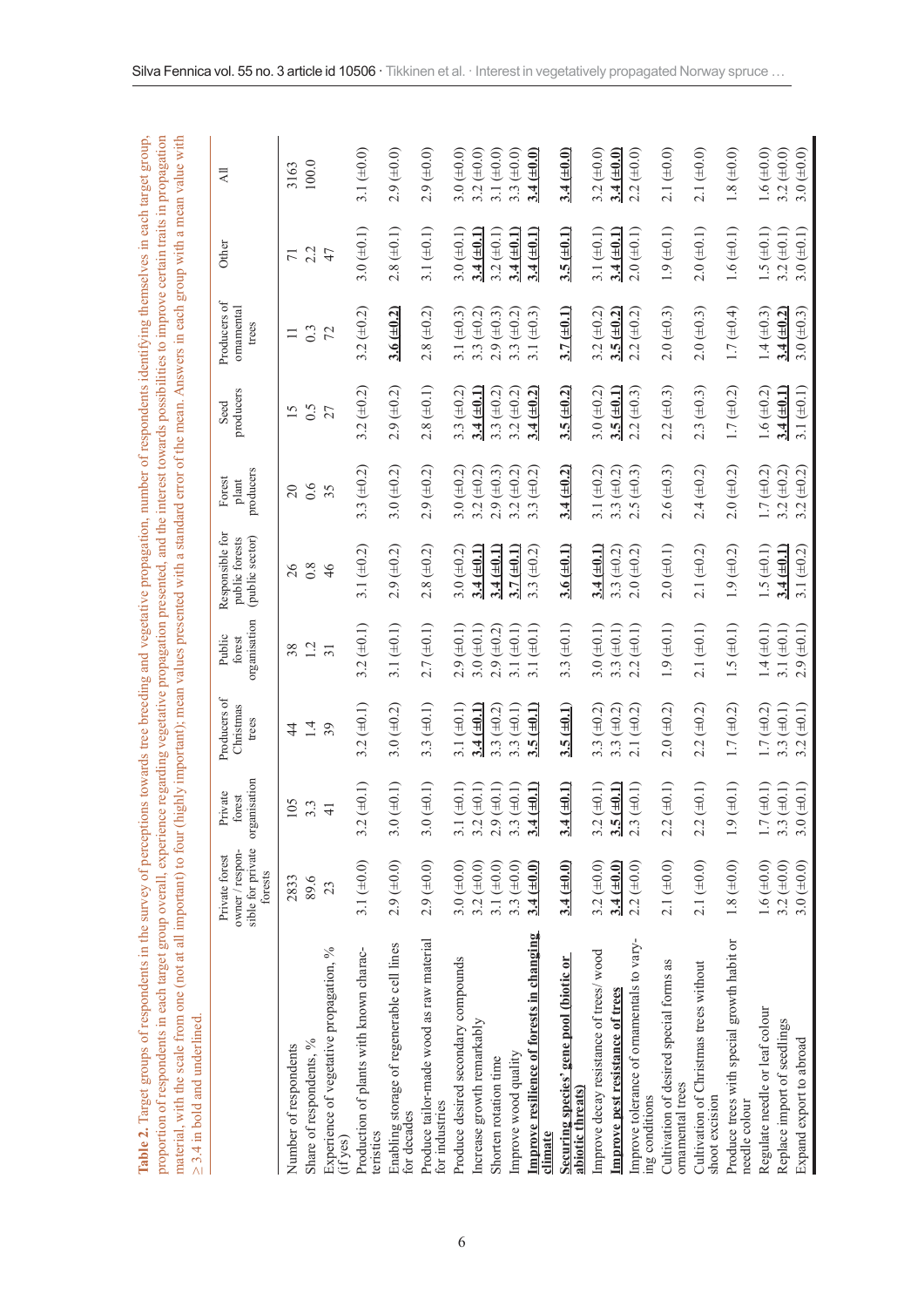**Table 2.** Target groups of respondents in the survey of perceptions towards tree breeding and vegetative propagation, number of respondents identifying themselves in each target group, proportion of respondents in each target group overall, experience regarding vegetative propagation presented, and the interest towards possibilities to improve certain traits in propagation material, with the scale from one (not at all important) to four (highly important); mean values presented with a standard error of the mean. Answers in each group with a mean value with ≥ 3.4 in bold and underlined.

| | Private forest owner / responsible for private forests | Private forest organisation | Producers of Christmas trees | Public forest organisation | Responsible for public forests (public sector) | Forest plant producers | Seed producers | Producers of ornamental trees | Other | All |
|---|---|---|---|---|---|---|---|---|---|---|
| Number of respondents | 2833 | 105 | 44 | 38 | 26 | 20 | 15 | 11 | 71 | 3163 |
| Share of respondents, % | 89.6 | 3.3 | 1.4 | 1.2 | 0.8 | 0.6 | 0.5 | 0.3 | 2.2 | 100.0 |
| Experience of vegetative propagation, % (if yes) | 23 | 41 | 39 | 31 | 46 | 35 | 27 | 72 | 47 | |
| Production of plants with known characteristics | 3.1 (±0.0) | 3.2 (±0.1) | 3.2 (±0.1) | 3.2 (±0.1) | 3.1 (±0.2) | 3.3 (±0.2) | 3.2 (±0.2) | 3.2 (±0.2) | 3.0 (±0.1) | 3.1 (±0.0) |
| Enabling storage of regenerable cell lines for decades | 2.9 (±0.0) | 3.0 (±0.1) | 3.0 (±0.2) | 3.1 (±0.1) | 2.9 (±0.2) | 3.0 (±0.2) | 2.9 (±0.2) | **<u>3.6 (±0.2)</u>** | 2.8 (±0.1) | 2.9 (±0.0) |
| Produce tailor-made wood as raw material for industries | 2.9 (±0.0) | 3.0 (±0.1) | 3.3 (±0.1) | 2.7 (±0.1) | 2.8 (±0.2) | 2.9 (±0.2) | 2.8 (±0.1) | 2.8 (±0.2) | 3.1 (±0.1) | 2.9 (±0.0) |
| Produce desired secondary compounds | 3.0 (±0.0) | 3.1 (±0.1) | 3.1 (±0.1) | 2.9 (±0.1) | 3.0 (±0.2) | 3.0 (±0.2) | 3.3 (±0.2) | 3.1 (±0.3) | 3.0 (±0.1) | 3.0 (±0.0) |
| Increase growth remarkably | 3.2 (±0.0) | 3.2 (±0.1) | **<u>3.4 (±0.1)</u>** | 3.0 (±0.1) | **<u>3.4 (±0.1)</u>** | 3.2 (±0.2) | **<u>3.4 (±0.1)</u>** | 3.3 (±0.2) | **<u>3.4 (±0.1)</u>** | 3.2 (±0.0) |
| Shorten rotation time | 3.1 (±0.0) | 2.9 (±0.1) | 3.3 (±0.2) | 2.9 (±0.2) | **<u>3.4 (±0.1)</u>** | 2.9 (±0.3) | 3.3 (±0.2) | 2.9 (±0.3) | 3.2 (±0.1) | 3.1 (±0.0) |
| Improve wood quality | 3.3 (±0.0) | 3.3 (±0.1) | 3.3 (±0.1) | 3.1 (±0.1) | **<u>3.7 (±0.1)</u>** | 3.2 (±0.2) | 3.2 (±0.2) | 3.3 (±0.2) | **<u>3.4 (±0.1)</u>** | 3.3 (±0.0) |
| **<u>Improve resilience of forests in changing climate</u>** | **<u>3.4 (±0.0)</u>** | **<u>3.4 (±0.1)</u>** | **<u>3.5 (±0.1)</u>** | 3.1 (±0.1) | 3.3 (±0.2) | 3.3 (±0.2) | **<u>3.4 (±0.2)</u>** | 3.1 (±0.3) | **<u>3.4 (±0.1)</u>** | **<u>3.4 (±0.0)</u>** |
| **<u>Securing species' gene pool (biotic or abiotic threats)</u>** | **<u>3.4 (±0.0)</u>** | **<u>3.4 (±0.1)</u>** | **<u>3.5 (±0.1)</u>** | 3.3 (±0.1) | **<u>3.6 (±0.1)</u>** | **<u>3.4 (±0.2)</u>** | **<u>3.5 (±0.2)</u>** | **<u>3.7 (±0.1)</u>** | **<u>3.5 (±0.1)</u>** | **<u>3.4 (±0.0)</u>** |
| Improve decay resistance of trees/ wood | 3.2 (±0.0) | 3.2 (±0.1) | 3.3 (±0.2) | 3.0 (±0.1) | **<u>3.4 (±0.1)</u>** | 3.1 (±0.2) | 3.0 (±0.2) | 3.2 (±0.2) | 3.1 (±0.1) | 3.2 (±0.0) |
| **<u>Improve pest resistance of trees</u>** | **<u>3.4 (±0.0)</u>** | **<u>3.5 (±0.1)</u>** | 3.3 (±0.2) | 3.3 (±0.1) | 3.3 (±0.2) | 3.3 (±0.2) | **<u>3.5 (±0.1)</u>** | **<u>3.5 (±0.2)</u>** | **<u>3.4 (±0.1)</u>** | **<u>3.4 (±0.0)</u>** |
| Improve tolerance of ornamentals to varying conditions | 2.2 (±0.0) | 2.3 (±0.1) | 2.1 (±0.2) | 2.2 (±0.1) | 2.0 (±0.2) | 2.5 (±0.3) | 2.2 (±0.3) | 2.2 (±0.2) | 2.0 (±0.1) | 2.2 (±0.0) |
| Cultivation of desired special forms as ornamental trees | 2.1 (±0.0) | 2.2 (±0.1) | 2.0 (±0.2) | 1.9 (±0.1) | 2.0 (±0.1) | 2.6 (±0.3) | 2.2 (±0.3) | 2.0 (±0.3) | 1.9 (±0.1) | 2.1 (±0.0) |
| Cultivation of Christmas trees without shoot excision | 2.1 (±0.0) | 2.2 (±0.1) | 2.2 (±0.2) | 2.1 (±0.1) | 2.1 (±0.2) | 2.4 (±0.2) | 2.3 (±0.3) | 2.0 (±0.3) | 2.0 (±0.1) | 2.1 (±0.0) |
| Produce trees with special growth habit or needle colour | 1.8 (±0.0) | 1.9 (±0.1) | 1.7 (±0.2) | 1.5 (±0.1) | 1.9 (±0.2) | 2.0 (±0.2) | 1.7 (±0.2) | 1.7 (±0.4) | 1.6 (±0.1) | 1.8 (±0.0) |
| Regulate needle or leaf colour | 1.6 (±0.0) | 1.7 (±0.1) | 1.7 (±0.2) | 1.4 (±0.1) | 1.5 (±0.1) | 1.7 (±0.2) | 1.6 (±0.2) | 1.4 (±0.3) | 1.5 (±0.1) | 1.6 (±0.0) |
| Replace import of seedlings | 3.2 (±0.0) | 3.3 (±0.1) | 3.3 (±0.1) | 3.1 (±0.1) | **<u>3.4 (±0.1)</u>** | 3.2 (±0.2) | **<u>3.4 (±0.1)</u>** | **<u>3.4 (±0.2)</u>** | 3.2 (±0.1) | 3.2 (±0.0) |
| Expand export to abroad | 3.0 (±0.0) | 3.0 (±0.1) | 3.2 (±0.1) | 2.9 (±0.1) | 3.1 (±0.2) | 3.2 (±0.2) | 3.1 (±0.1) | 3.0 (±0.3) | 3.0 (±0.1) | 3.0 (±0.0) |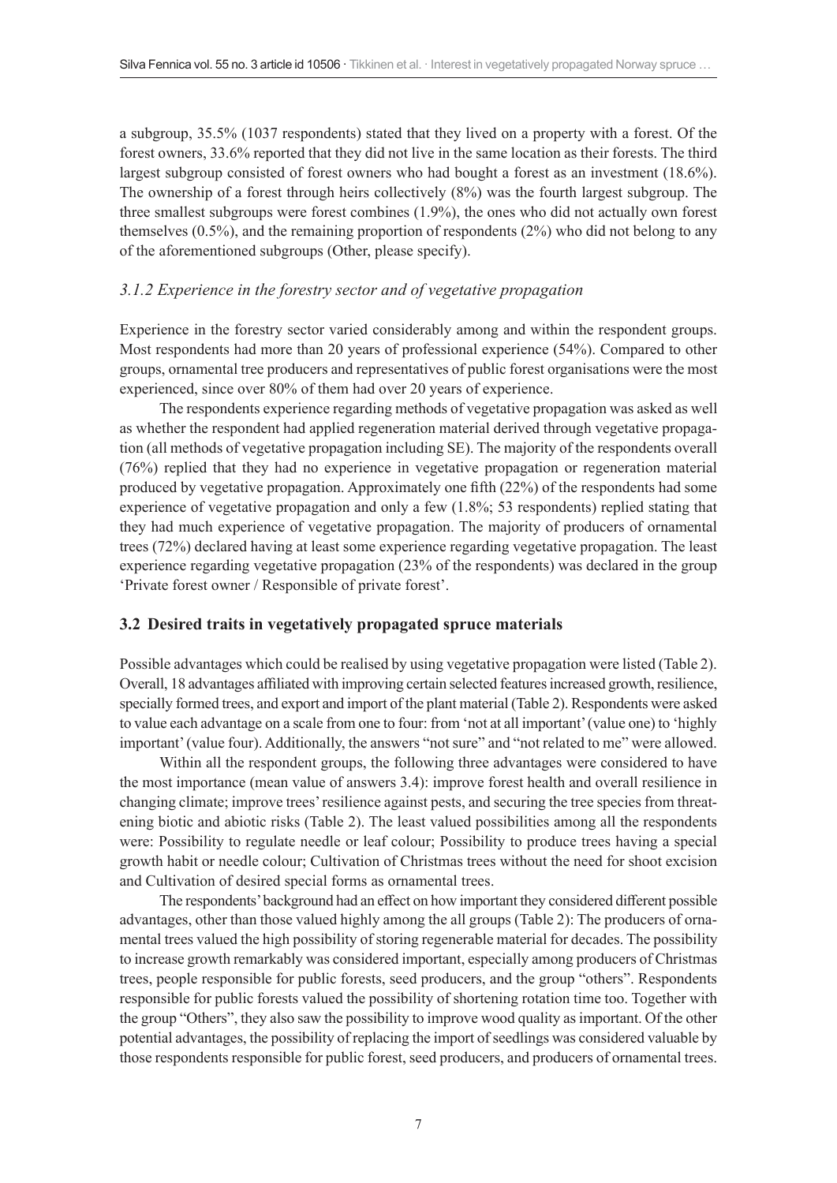a subgroup, 35.5% (1037 respondents) stated that they lived on a property with a forest. Of the forest owners, 33.6% reported that they did not live in the same location as their forests. The third largest subgroup consisted of forest owners who had bought a forest as an investment (18.6%). The ownership of a forest through heirs collectively (8%) was the fourth largest subgroup. The three smallest subgroups were forest combines (1.9%), the ones who did not actually own forest themselves (0.5%), and the remaining proportion of respondents (2%) who did not belong to any of the aforementioned subgroups (Other, please specify).

### *3.1.2 Experience in the forestry sector and of vegetative propagation*

Experience in the forestry sector varied considerably among and within the respondent groups. Most respondents had more than 20 years of professional experience (54%). Compared to other groups, ornamental tree producers and representatives of public forest organisations were the most experienced, since over 80% of them had over 20 years of experience.

The respondents experience regarding methods of vegetative propagation was asked as well as whether the respondent had applied regeneration material derived through vegetative propagation (all methods of vegetative propagation including SE). The majority of the respondents overall (76%) replied that they had no experience in vegetative propagation or regeneration material produced by vegetative propagation. Approximately one fifth (22%) of the respondents had some experience of vegetative propagation and only a few (1.8%; 53 respondents) replied stating that they had much experience of vegetative propagation. The majority of producers of ornamental trees (72%) declared having at least some experience regarding vegetative propagation. The least experience regarding vegetative propagation (23% of the respondents) was declared in the group 'Private forest owner / Responsible of private forest'.

## 3.2 Desired traits in vegetatively propagated spruce materials

Possible advantages which could be realised by using vegetative propagation were listed (Table 2). Overall, 18 advantages affiliated with improving certain selected features increased growth, resilience, specially formed trees, and export and import of the plant material (Table 2). Respondents were asked to value each advantage on a scale from one to four: from 'not at all important' (value one) to 'highly important' (value four). Additionally, the answers "not sure" and "not related to me" were allowed.

Within all the respondent groups, the following three advantages were considered to have the most importance (mean value of answers 3.4): improve forest health and overall resilience in changing climate; improve trees' resilience against pests, and securing the tree species from threatening biotic and abiotic risks (Table 2). The least valued possibilities among all the respondents were: Possibility to regulate needle or leaf colour; Possibility to produce trees having a special growth habit or needle colour; Cultivation of Christmas trees without the need for shoot excision and Cultivation of desired special forms as ornamental trees.

The respondents' background had an effect on how important they considered different possible advantages, other than those valued highly among the all groups (Table 2): The producers of ornamental trees valued the high possibility of storing regenerable material for decades. The possibility to increase growth remarkably was considered important, especially among producers of Christmas trees, people responsible for public forests, seed producers, and the group "others". Respondents responsible for public forests valued the possibility of shortening rotation time too. Together with the group "Others", they also saw the possibility to improve wood quality as important. Of the other potential advantages, the possibility of replacing the import of seedlings was considered valuable by those respondents responsible for public forest, seed producers, and producers of ornamental trees.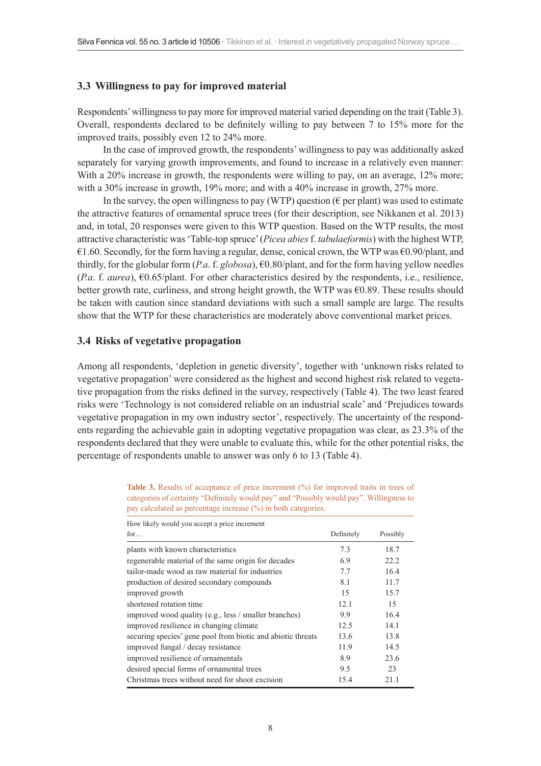### 3.3 Willingness to pay for improved material

Respondents' willingness to pay more for improved material varied depending on the trait (Table 3). Overall, respondents declared to be definitely willing to pay between 7 to 15% more for the improved traits, possibly even 12 to 24% more.

In the case of improved growth, the respondents' willingness to pay was additionally asked separately for varying growth improvements, and found to increase in a relatively even manner: With a 20% increase in growth, the respondents were willing to pay, on an average, 12% more; with a 30% increase in growth, 19% more; and with a 40% increase in growth, 27% more.

In the survey, the open willingness to pay (WTP) question (€ per plant) was used to estimate the attractive features of ornamental spruce trees (for their description, see Nikkanen et al. 2013) and, in total, 20 responses were given to this WTP question. Based on the WTP results, the most attractive characteristic was 'Table-top spruce' (*Picea abies* f. *tabulaeformis*) with the highest WTP, €1.60. Secondly, for the form having a regular, dense, conical crown, the WTP was €0.90/plant, and thirdly, for the globular form (*P.a.* f. *globosa*), €0.80/plant, and for the form having yellow needles (*P.a.* f. *aurea*), €0.65/plant. For other characteristics desired by the respondents, i.e., resilience, better growth rate, curliness, and strong height growth, the WTP was €0.89. These results should be taken with caution since standard deviations with such a small sample are large. The results show that the WTP for these characteristics are moderately above conventional market prices.

### 3.4 Risks of vegetative propagation

Among all respondents, 'depletion in genetic diversity', together with 'unknown risks related to vegetative propagation' were considered as the highest and second highest risk related to vegetative propagation from the risks defined in the survey, respectively (Table 4). The two least feared risks were 'Technology is not considered reliable on an industrial scale' and 'Prejudices towards vegetative propagation in my own industry sector', respectively. The uncertainty of the respondents regarding the achievable gain in adopting vegetative propagation was clear, as 23.3% of the respondents declared that they were unable to evaluate this, while for the other potential risks, the percentage of respondents unable to answer was only 6 to 13 (Table 4).

**Table 3.** Results of acceptance of price increment (%) for improved traits in trees of categories of certainty "Definitely would pay" and "Possibly would pay". Willingness to pay calculated as percentage increase (%) in both categories.

| How likely would you accept a price increment for… | Definitely | Possibly |
|---|---|---|
| plants with known characteristics | 7.3 | 18.7 |
| regenerable material of the same origin for decades | 6.9 | 22.2 |
| tailor-made wood as raw material for industries | 7.7 | 16.4 |
| production of desired secondary compounds | 8.1 | 11.7 |
| improved growth | 15 | 15.7 |
| shortened rotation time | 12.1 | 15 |
| improved wood quality (e.g., less / smaller branches) | 9.9 | 16.4 |
| improved resilience in changing climate | 12.5 | 14.1 |
| securing species' gene pool from biotic and abiotic threats | 13.6 | 13.8 |
| improved fungal / decay resistance | 11.9 | 14.5 |
| improved resilience of ornamentals | 8.9 | 23.6 |
| desired special forms of ornamental trees | 9.5 | 23 |
| Christmas trees without need for shoot excision | 15.4 | 21.1 |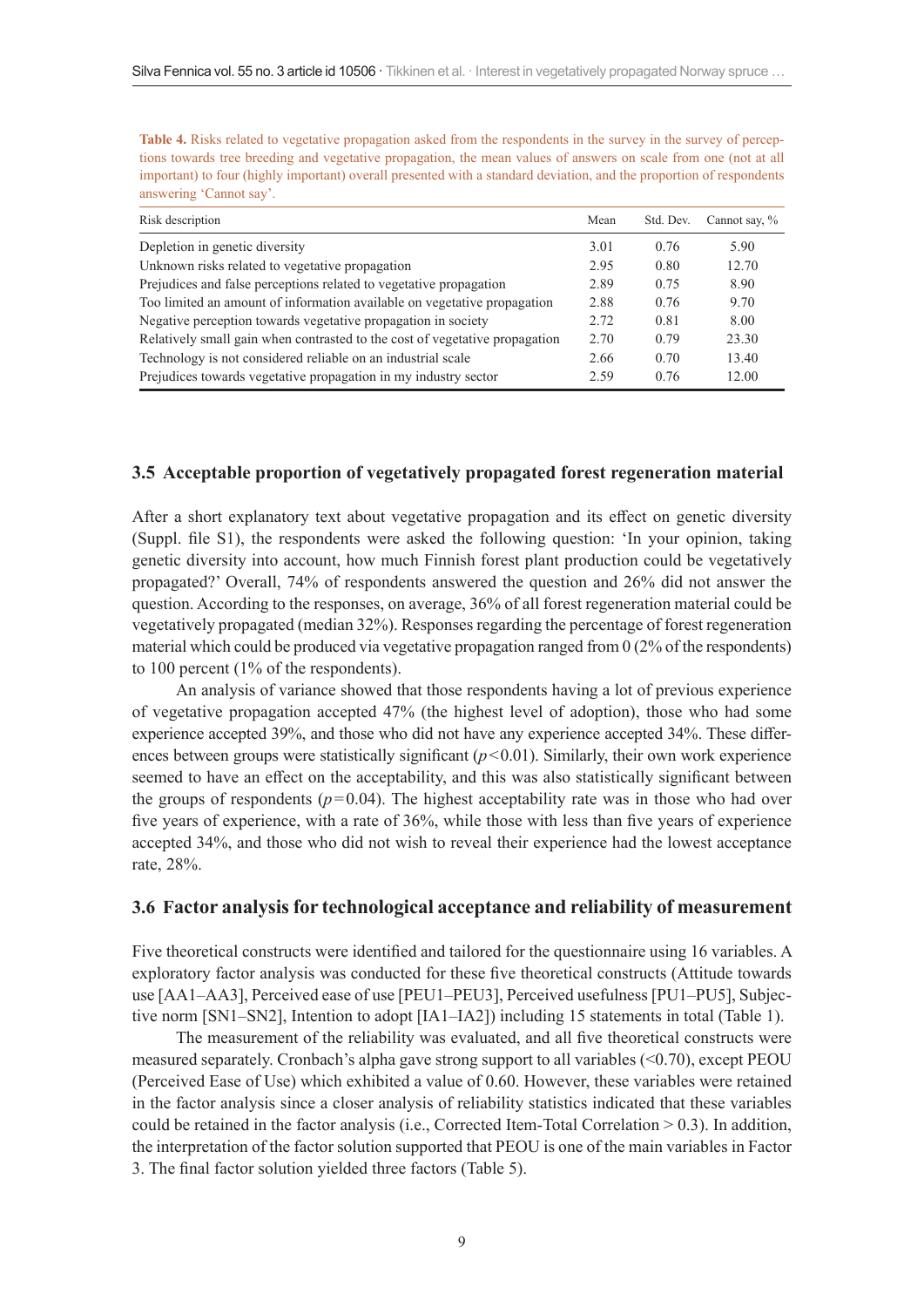**Table 4.** Risks related to vegetative propagation asked from the respondents in the survey in the survey of perceptions towards tree breeding and vegetative propagation, the mean values of answers on scale from one (not at all important) to four (highly important) overall presented with a standard deviation, and the proportion of respondents answering 'Cannot say'.

| Risk description | Mean | Std. Dev. | Cannot say, % |
|---|---|---|---|
| Depletion in genetic diversity | 3.01 | 0.76 | 5.90 |
| Unknown risks related to vegetative propagation | 2.95 | 0.80 | 12.70 |
| Prejudices and false perceptions related to vegetative propagation | 2.89 | 0.75 | 8.90 |
| Too limited an amount of information available on vegetative propagation | 2.88 | 0.76 | 9.70 |
| Negative perception towards vegetative propagation in society | 2.72 | 0.81 | 8.00 |
| Relatively small gain when contrasted to the cost of vegetative propagation | 2.70 | 0.79 | 23.30 |
| Technology is not considered reliable on an industrial scale | 2.66 | 0.70 | 13.40 |
| Prejudices towards vegetative propagation in my industry sector | 2.59 | 0.76 | 12.00 |

### 3.5 Acceptable proportion of vegetatively propagated forest regeneration material

After a short explanatory text about vegetative propagation and its effect on genetic diversity (Suppl. file S1), the respondents were asked the following question: 'In your opinion, taking genetic diversity into account, how much Finnish forest plant production could be vegetatively propagated?' Overall, 74% of respondents answered the question and 26% did not answer the question. According to the responses, on average, 36% of all forest regeneration material could be vegetatively propagated (median 32%). Responses regarding the percentage of forest regeneration material which could be produced via vegetative propagation ranged from 0 (2% of the respondents) to 100 percent (1% of the respondents).

An analysis of variance showed that those respondents having a lot of previous experience of vegetative propagation accepted 47% (the highest level of adoption), those who had some experience accepted 39%, and those who did not have any experience accepted 34%. These differences between groups were statistically significant ($p<0.01$). Similarly, their own work experience seemed to have an effect on the acceptability, and this was also statistically significant between the groups of respondents ($p=0.04$). The highest acceptability rate was in those who had over five years of experience, with a rate of 36%, while those with less than five years of experience accepted 34%, and those who did not wish to reveal their experience had the lowest acceptance rate, 28%.

### 3.6 Factor analysis for technological acceptance and reliability of measurement

Five theoretical constructs were identified and tailored for the questionnaire using 16 variables. A exploratory factor analysis was conducted for these five theoretical constructs (Attitude towards use [AA1–AA3], Perceived ease of use [PEU1–PEU3], Perceived usefulness [PU1–PU5], Subjective norm [SN1–SN2], Intention to adopt [IA1–IA2]) including 15 statements in total (Table 1).

The measurement of the reliability was evaluated, and all five theoretical constructs were measured separately. Cronbach's alpha gave strong support to all variables (<0.70), except PEOU (Perceived Ease of Use) which exhibited a value of 0.60. However, these variables were retained in the factor analysis since a closer analysis of reliability statistics indicated that these variables could be retained in the factor analysis (i.e., Corrected Item-Total Correlation > 0.3). In addition, the interpretation of the factor solution supported that PEOU is one of the main variables in Factor 3. The final factor solution yielded three factors (Table 5).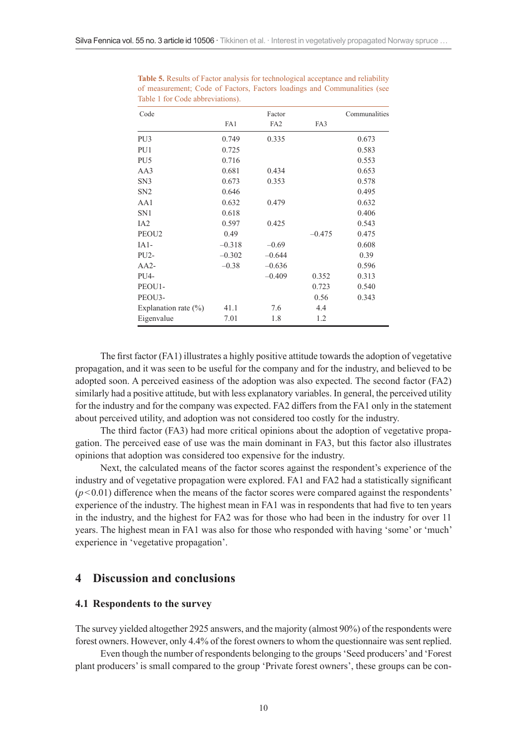**Table 5.** Results of Factor analysis for technological acceptance and reliability of measurement; Code of Factors, Factors loadings and Communalities (see Table 1 for Code abbreviations).

| Code | Factor | | | Communalities |
|---|---|---|---|---|
| | FA1 | FA2 | FA3 | |
| PU3 | 0.749 | 0.335 | | 0.673 |
| PU1 | 0.725 | | | 0.583 |
| PU5 | 0.716 | | | 0.553 |
| AA3 | 0.681 | 0.434 | | 0.653 |
| SN3 | 0.673 | 0.353 | | 0.578 |
| SN2 | 0.646 | | | 0.495 |
| AA1 | 0.632 | 0.479 | | 0.632 |
| SN1 | 0.618 | | | 0.406 |
| IA2 | 0.597 | 0.425 | | 0.543 |
| PEOU2 | 0.49 | | –0.475 | 0.475 |
| IA1- | –0.318 | –0.69 | | 0.608 |
| PU2- | –0.302 | –0.644 | | 0.39 |
| AA2- | –0.38 | –0.636 | | 0.596 |
| PU4- | | –0.409 | 0.352 | 0.313 |
| PEOU1- | | | 0.723 | 0.540 |
| PEOU3- | | | 0.56 | 0.343 |
| Explanation rate (%) | 41.1 | 7.6 | 4.4 | |
| Eigenvalue | 7.01 | 1.8 | 1.2 | |

The first factor (FA1) illustrates a highly positive attitude towards the adoption of vegetative propagation, and it was seen to be useful for the company and for the industry, and believed to be adopted soon. A perceived easiness of the adoption was also expected. The second factor (FA2) similarly had a positive attitude, but with less explanatory variables. In general, the perceived utility for the industry and for the company was expected. FA2 differs from the FA1 only in the statement about perceived utility, and adoption was not considered too costly for the industry.

The third factor (FA3) had more critical opinions about the adoption of vegetative propagation. The perceived ease of use was the main dominant in FA3, but this factor also illustrates opinions that adoption was considered too expensive for the industry.

Next, the calculated means of the factor scores against the respondent's experience of the industry and of vegetative propagation were explored. FA1 and FA2 had a statistically significant ($p<0.01$) difference when the means of the factor scores were compared against the respondents' experience of the industry. The highest mean in FA1 was in respondents that had five to ten years in the industry, and the highest for FA2 was for those who had been in the industry for over 11 years. The highest mean in FA1 was also for those who responded with having 'some' or 'much' experience in 'vegetative propagation'.

# 4 Discussion and conclusions

## 4.1 Respondents to the survey

The survey yielded altogether 2925 answers, and the majority (almost 90%) of the respondents were forest owners. However, only 4.4% of the forest owners to whom the questionnaire was sent replied.

Even though the number of respondents belonging to the groups 'Seed producers' and 'Forest plant producers' is small compared to the group 'Private forest owners', these groups can be con-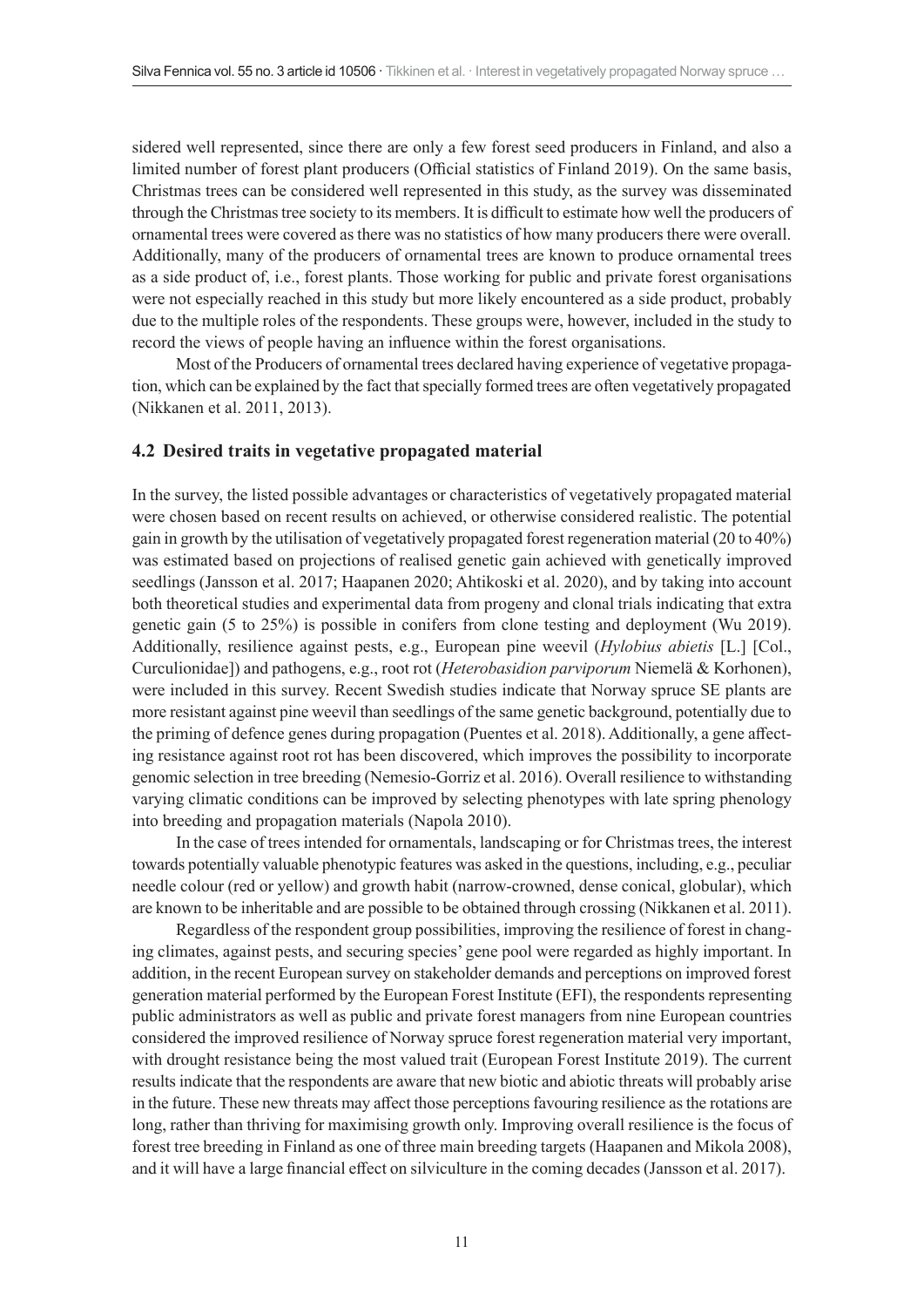sidered well represented, since there are only a few forest seed producers in Finland, and also a limited number of forest plant producers (Official statistics of Finland 2019). On the same basis, Christmas trees can be considered well represented in this study, as the survey was disseminated through the Christmas tree society to its members. It is difficult to estimate how well the producers of ornamental trees were covered as there was no statistics of how many producers there were overall. Additionally, many of the producers of ornamental trees are known to produce ornamental trees as a side product of, i.e., forest plants. Those working for public and private forest organisations were not especially reached in this study but more likely encountered as a side product, probably due to the multiple roles of the respondents. These groups were, however, included in the study to record the views of people having an influence within the forest organisations.

Most of the Producers of ornamental trees declared having experience of vegetative propagation, which can be explained by the fact that specially formed trees are often vegetatively propagated (Nikkanen et al. 2011, 2013).

### 4.2 Desired traits in vegetative propagated material

In the survey, the listed possible advantages or characteristics of vegetatively propagated material were chosen based on recent results on achieved, or otherwise considered realistic. The potential gain in growth by the utilisation of vegetatively propagated forest regeneration material (20 to 40%) was estimated based on projections of realised genetic gain achieved with genetically improved seedlings (Jansson et al. 2017; Haapanen 2020; Ahtikoski et al. 2020), and by taking into account both theoretical studies and experimental data from progeny and clonal trials indicating that extra genetic gain (5 to 25%) is possible in conifers from clone testing and deployment (Wu 2019). Additionally, resilience against pests, e.g., European pine weevil (*Hylobius abietis* [L.] [Col., Curculionidae]) and pathogens, e.g., root rot (*Heterobasidion parviporum* Niemelä & Korhonen), were included in this survey. Recent Swedish studies indicate that Norway spruce SE plants are more resistant against pine weevil than seedlings of the same genetic background, potentially due to the priming of defence genes during propagation (Puentes et al. 2018). Additionally, a gene affecting resistance against root rot has been discovered, which improves the possibility to incorporate genomic selection in tree breeding (Nemesio-Gorriz et al. 2016). Overall resilience to withstanding varying climatic conditions can be improved by selecting phenotypes with late spring phenology into breeding and propagation materials (Napola 2010).

In the case of trees intended for ornamentals, landscaping or for Christmas trees, the interest towards potentially valuable phenotypic features was asked in the questions, including, e.g., peculiar needle colour (red or yellow) and growth habit (narrow-crowned, dense conical, globular), which are known to be inheritable and are possible to be obtained through crossing (Nikkanen et al. 2011).

Regardless of the respondent group possibilities, improving the resilience of forest in changing climates, against pests, and securing species' gene pool were regarded as highly important. In addition, in the recent European survey on stakeholder demands and perceptions on improved forest generation material performed by the European Forest Institute (EFI), the respondents representing public administrators as well as public and private forest managers from nine European countries considered the improved resilience of Norway spruce forest regeneration material very important, with drought resistance being the most valued trait (European Forest Institute 2019). The current results indicate that the respondents are aware that new biotic and abiotic threats will probably arise in the future. These new threats may affect those perceptions favouring resilience as the rotations are long, rather than thriving for maximising growth only. Improving overall resilience is the focus of forest tree breeding in Finland as one of three main breeding targets (Haapanen and Mikola 2008), and it will have a large financial effect on silviculture in the coming decades (Jansson et al. 2017).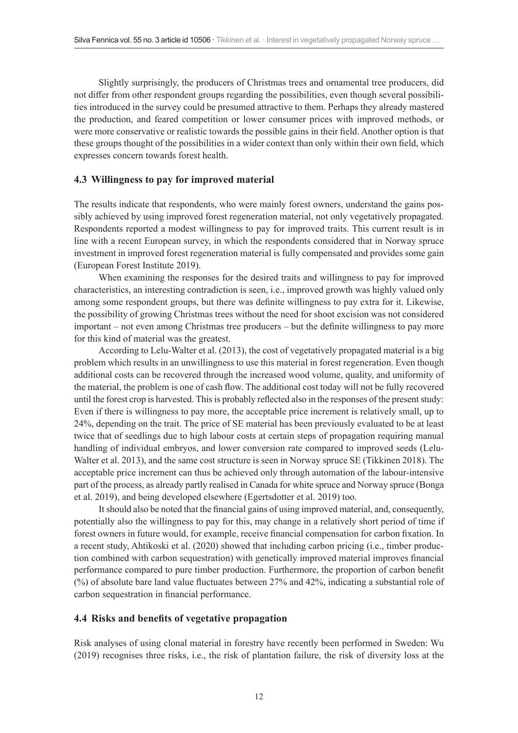Slightly surprisingly, the producers of Christmas trees and ornamental tree producers, did not differ from other respondent groups regarding the possibilities, even though several possibilities introduced in the survey could be presumed attractive to them. Perhaps they already mastered the production, and feared competition or lower consumer prices with improved methods, or were more conservative or realistic towards the possible gains in their field. Another option is that these groups thought of the possibilities in a wider context than only within their own field, which expresses concern towards forest health.

### 4.3 Willingness to pay for improved material

The results indicate that respondents, who were mainly forest owners, understand the gains possibly achieved by using improved forest regeneration material, not only vegetatively propagated. Respondents reported a modest willingness to pay for improved traits. This current result is in line with a recent European survey, in which the respondents considered that in Norway spruce investment in improved forest regeneration material is fully compensated and provides some gain (European Forest Institute 2019).

When examining the responses for the desired traits and willingness to pay for improved characteristics, an interesting contradiction is seen, i.e., improved growth was highly valued only among some respondent groups, but there was definite willingness to pay extra for it. Likewise, the possibility of growing Christmas trees without the need for shoot excision was not considered important – not even among Christmas tree producers – but the definite willingness to pay more for this kind of material was the greatest.

According to Lelu-Walter et al. (2013), the cost of vegetatively propagated material is a big problem which results in an unwillingness to use this material in forest regeneration. Even though additional costs can be recovered through the increased wood volume, quality, and uniformity of the material, the problem is one of cash flow. The additional cost today will not be fully recovered until the forest crop is harvested. This is probably reflected also in the responses of the present study: Even if there is willingness to pay more, the acceptable price increment is relatively small, up to 24%, depending on the trait. The price of SE material has been previously evaluated to be at least twice that of seedlings due to high labour costs at certain steps of propagation requiring manual handling of individual embryos, and lower conversion rate compared to improved seeds (Lelu-Walter et al. 2013), and the same cost structure is seen in Norway spruce SE (Tikkinen 2018). The acceptable price increment can thus be achieved only through automation of the labour-intensive part of the process, as already partly realised in Canada for white spruce and Norway spruce (Bonga et al. 2019), and being developed elsewhere (Egertsdotter et al. 2019) too.

It should also be noted that the financial gains of using improved material, and, consequently, potentially also the willingness to pay for this, may change in a relatively short period of time if forest owners in future would, for example, receive financial compensation for carbon fixation. In a recent study, Ahtikoski et al. (2020) showed that including carbon pricing (i.e., timber production combined with carbon sequestration) with genetically improved material improves financial performance compared to pure timber production. Furthermore, the proportion of carbon benefit (%) of absolute bare land value fluctuates between 27% and 42%, indicating a substantial role of carbon sequestration in financial performance.

### 4.4 Risks and benefits of vegetative propagation

Risk analyses of using clonal material in forestry have recently been performed in Sweden: Wu (2019) recognises three risks, i.e., the risk of plantation failure, the risk of diversity loss at the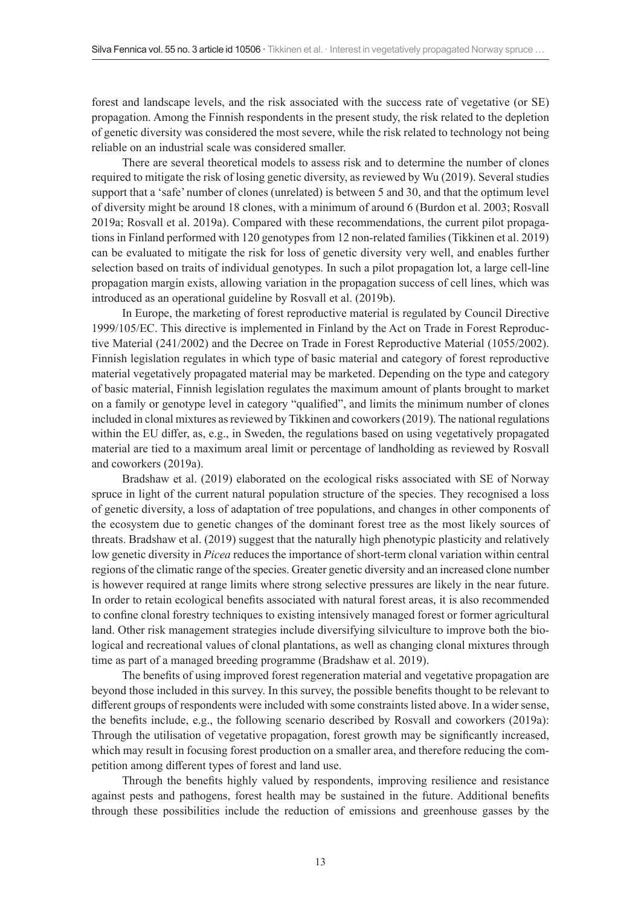forest and landscape levels, and the risk associated with the success rate of vegetative (or SE) propagation. Among the Finnish respondents in the present study, the risk related to the depletion of genetic diversity was considered the most severe, while the risk related to technology not being reliable on an industrial scale was considered smaller.

There are several theoretical models to assess risk and to determine the number of clones required to mitigate the risk of losing genetic diversity, as reviewed by Wu (2019). Several studies support that a 'safe' number of clones (unrelated) is between 5 and 30, and that the optimum level of diversity might be around 18 clones, with a minimum of around 6 (Burdon et al. 2003; Rosvall 2019a; Rosvall et al. 2019a). Compared with these recommendations, the current pilot propagations in Finland performed with 120 genotypes from 12 non-related families (Tikkinen et al. 2019) can be evaluated to mitigate the risk for loss of genetic diversity very well, and enables further selection based on traits of individual genotypes. In such a pilot propagation lot, a large cell-line propagation margin exists, allowing variation in the propagation success of cell lines, which was introduced as an operational guideline by Rosvall et al. (2019b).

In Europe, the marketing of forest reproductive material is regulated by Council Directive 1999/105/EC. This directive is implemented in Finland by the Act on Trade in Forest Reproductive Material (241/2002) and the Decree on Trade in Forest Reproductive Material (1055/2002). Finnish legislation regulates in which type of basic material and category of forest reproductive material vegetatively propagated material may be marketed. Depending on the type and category of basic material, Finnish legislation regulates the maximum amount of plants brought to market on a family or genotype level in category "qualified", and limits the minimum number of clones included in clonal mixtures as reviewed by Tikkinen and coworkers (2019). The national regulations within the EU differ, as, e.g., in Sweden, the regulations based on using vegetatively propagated material are tied to a maximum areal limit or percentage of landholding as reviewed by Rosvall and coworkers (2019a).

Bradshaw et al. (2019) elaborated on the ecological risks associated with SE of Norway spruce in light of the current natural population structure of the species. They recognised a loss of genetic diversity, a loss of adaptation of tree populations, and changes in other components of the ecosystem due to genetic changes of the dominant forest tree as the most likely sources of threats. Bradshaw et al. (2019) suggest that the naturally high phenotypic plasticity and relatively low genetic diversity in *Picea* reduces the importance of short-term clonal variation within central regions of the climatic range of the species. Greater genetic diversity and an increased clone number is however required at range limits where strong selective pressures are likely in the near future. In order to retain ecological benefits associated with natural forest areas, it is also recommended to confine clonal forestry techniques to existing intensively managed forest or former agricultural land. Other risk management strategies include diversifying silviculture to improve both the biological and recreational values of clonal plantations, as well as changing clonal mixtures through time as part of a managed breeding programme (Bradshaw et al. 2019).

The benefits of using improved forest regeneration material and vegetative propagation are beyond those included in this survey. In this survey, the possible benefits thought to be relevant to different groups of respondents were included with some constraints listed above. In a wider sense, the benefits include, e.g., the following scenario described by Rosvall and coworkers (2019a): Through the utilisation of vegetative propagation, forest growth may be significantly increased, which may result in focusing forest production on a smaller area, and therefore reducing the competition among different types of forest and land use.

Through the benefits highly valued by respondents, improving resilience and resistance against pests and pathogens, forest health may be sustained in the future. Additional benefits through these possibilities include the reduction of emissions and greenhouse gasses by the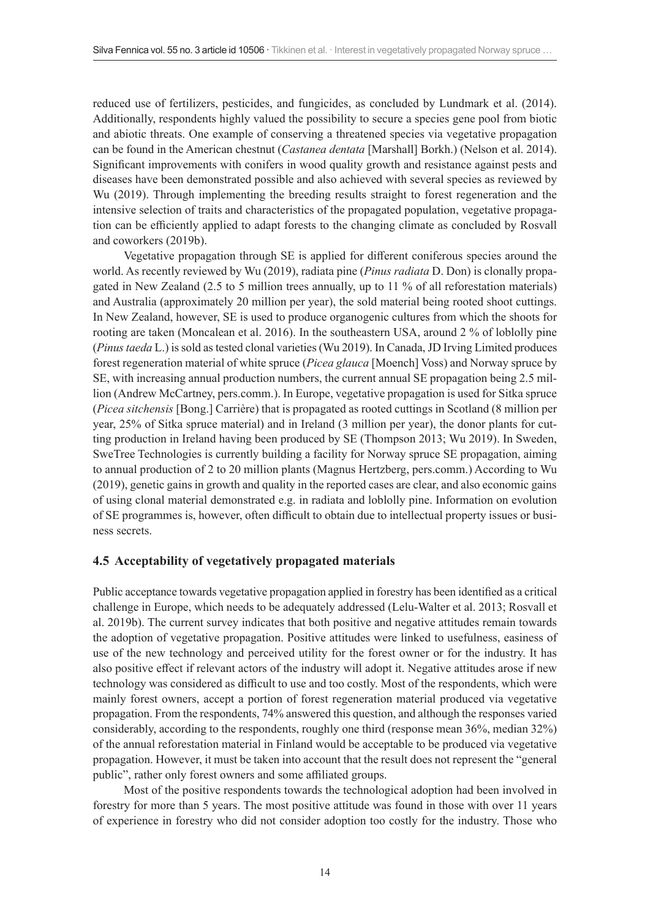reduced use of fertilizers, pesticides, and fungicides, as concluded by Lundmark et al. (2014). Additionally, respondents highly valued the possibility to secure a species gene pool from biotic and abiotic threats. One example of conserving a threatened species via vegetative propagation can be found in the American chestnut (*Castanea dentata* [Marshall] Borkh.) (Nelson et al. 2014). Significant improvements with conifers in wood quality growth and resistance against pests and diseases have been demonstrated possible and also achieved with several species as reviewed by Wu (2019). Through implementing the breeding results straight to forest regeneration and the intensive selection of traits and characteristics of the propagated population, vegetative propagation can be efficiently applied to adapt forests to the changing climate as concluded by Rosvall and coworkers (2019b).

Vegetative propagation through SE is applied for different coniferous species around the world. As recently reviewed by Wu (2019), radiata pine (*Pinus radiata* D. Don) is clonally propagated in New Zealand (2.5 to 5 million trees annually, up to 11 % of all reforestation materials) and Australia (approximately 20 million per year), the sold material being rooted shoot cuttings. In New Zealand, however, SE is used to produce organogenic cultures from which the shoots for rooting are taken (Moncalean et al. 2016). In the southeastern USA, around 2 % of loblolly pine (*Pinus taeda* L.) is sold as tested clonal varieties (Wu 2019). In Canada, JD Irving Limited produces forest regeneration material of white spruce (*Picea glauca* [Moench] Voss) and Norway spruce by SE, with increasing annual production numbers, the current annual SE propagation being 2.5 million (Andrew McCartney, pers.comm.). In Europe, vegetative propagation is used for Sitka spruce (*Picea sitchensis* [Bong.] Carrière) that is propagated as rooted cuttings in Scotland (8 million per year, 25% of Sitka spruce material) and in Ireland (3 million per year), the donor plants for cutting production in Ireland having been produced by SE (Thompson 2013; Wu 2019). In Sweden, SweTree Technologies is currently building a facility for Norway spruce SE propagation, aiming to annual production of 2 to 20 million plants (Magnus Hertzberg, pers.comm.) According to Wu (2019), genetic gains in growth and quality in the reported cases are clear, and also economic gains of using clonal material demonstrated e.g. in radiata and loblolly pine. Information on evolution of SE programmes is, however, often difficult to obtain due to intellectual property issues or business secrets.

### 4.5 Acceptability of vegetatively propagated materials

Public acceptance towards vegetative propagation applied in forestry has been identified as a critical challenge in Europe, which needs to be adequately addressed (Lelu-Walter et al. 2013; Rosvall et al. 2019b). The current survey indicates that both positive and negative attitudes remain towards the adoption of vegetative propagation. Positive attitudes were linked to usefulness, easiness of use of the new technology and perceived utility for the forest owner or for the industry. It has also positive effect if relevant actors of the industry will adopt it. Negative attitudes arose if new technology was considered as difficult to use and too costly. Most of the respondents, which were mainly forest owners, accept a portion of forest regeneration material produced via vegetative propagation. From the respondents, 74% answered this question, and although the responses varied considerably, according to the respondents, roughly one third (response mean 36%, median 32%) of the annual reforestation material in Finland would be acceptable to be produced via vegetative propagation. However, it must be taken into account that the result does not represent the "general public", rather only forest owners and some affiliated groups.

Most of the positive respondents towards the technological adoption had been involved in forestry for more than 5 years. The most positive attitude was found in those with over 11 years of experience in forestry who did not consider adoption too costly for the industry. Those who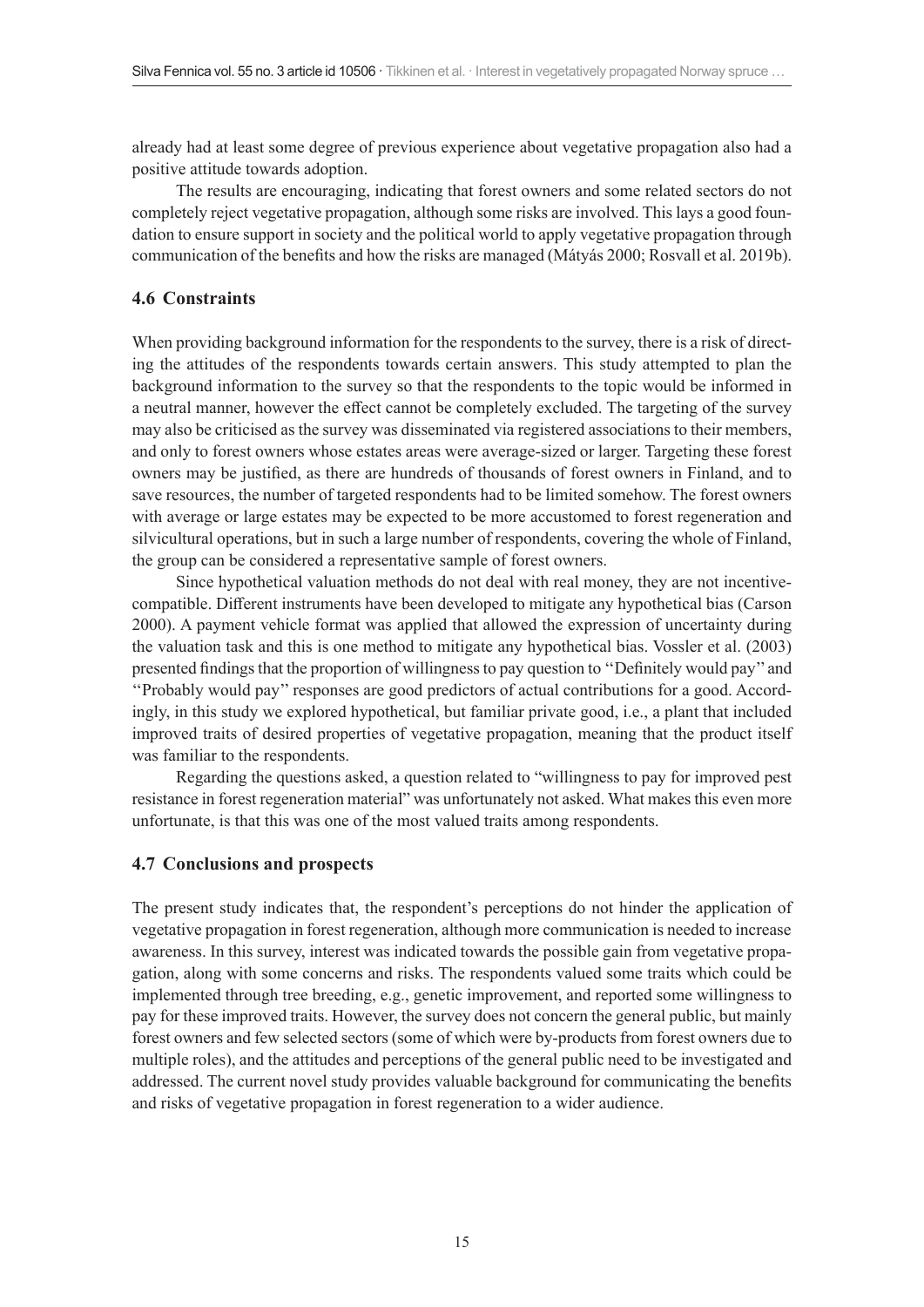already had at least some degree of previous experience about vegetative propagation also had a positive attitude towards adoption.

The results are encouraging, indicating that forest owners and some related sectors do not completely reject vegetative propagation, although some risks are involved. This lays a good foundation to ensure support in society and the political world to apply vegetative propagation through communication of the benefits and how the risks are managed (Mátyás 2000; Rosvall et al. 2019b).

### 4.6 Constraints

When providing background information for the respondents to the survey, there is a risk of directing the attitudes of the respondents towards certain answers. This study attempted to plan the background information to the survey so that the respondents to the topic would be informed in a neutral manner, however the effect cannot be completely excluded. The targeting of the survey may also be criticised as the survey was disseminated via registered associations to their members, and only to forest owners whose estates areas were average-sized or larger. Targeting these forest owners may be justified, as there are hundreds of thousands of forest owners in Finland, and to save resources, the number of targeted respondents had to be limited somehow. The forest owners with average or large estates may be expected to be more accustomed to forest regeneration and silvicultural operations, but in such a large number of respondents, covering the whole of Finland, the group can be considered a representative sample of forest owners.

Since hypothetical valuation methods do not deal with real money, they are not incentive-compatible. Different instruments have been developed to mitigate any hypothetical bias (Carson 2000). A payment vehicle format was applied that allowed the expression of uncertainty during the valuation task and this is one method to mitigate any hypothetical bias. Vossler et al. (2003) presented findings that the proportion of willingness to pay question to ''Definitely would pay'' and ''Probably would pay'' responses are good predictors of actual contributions for a good. Accordingly, in this study we explored hypothetical, but familiar private good, i.e., a plant that included improved traits of desired properties of vegetative propagation, meaning that the product itself was familiar to the respondents.

Regarding the questions asked, a question related to "willingness to pay for improved pest resistance in forest regeneration material" was unfortunately not asked. What makes this even more unfortunate, is that this was one of the most valued traits among respondents.

### 4.7 Conclusions and prospects

The present study indicates that, the respondent's perceptions do not hinder the application of vegetative propagation in forest regeneration, although more communication is needed to increase awareness. In this survey, interest was indicated towards the possible gain from vegetative propagation, along with some concerns and risks. The respondents valued some traits which could be implemented through tree breeding, e.g., genetic improvement, and reported some willingness to pay for these improved traits. However, the survey does not concern the general public, but mainly forest owners and few selected sectors (some of which were by-products from forest owners due to multiple roles), and the attitudes and perceptions of the general public need to be investigated and addressed. The current novel study provides valuable background for communicating the benefits and risks of vegetative propagation in forest regeneration to a wider audience.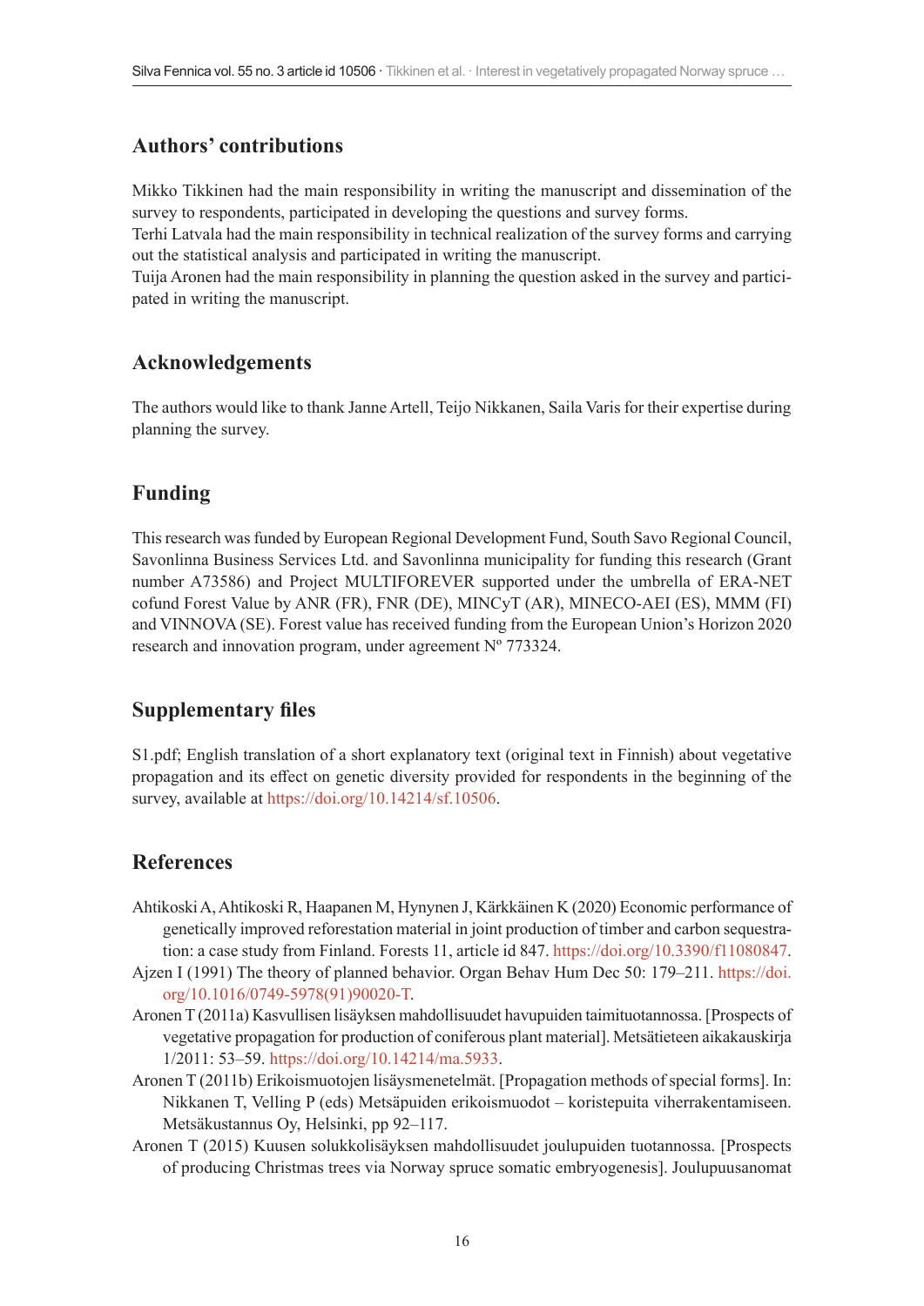## Authors' contributions

Mikko Tikkinen had the main responsibility in writing the manuscript and dissemination of the survey to respondents, participated in developing the questions and survey forms.
Terhi Latvala had the main responsibility in technical realization of the survey forms and carrying out the statistical analysis and participated in writing the manuscript.
Tuija Aronen had the main responsibility in planning the question asked in the survey and participated in writing the manuscript.

## Acknowledgements

The authors would like to thank Janne Artell, Teijo Nikkanen, Saila Varis for their expertise during planning the survey.

## Funding

This research was funded by European Regional Development Fund, South Savo Regional Council, Savonlinna Business Services Ltd. and Savonlinna municipality for funding this research (Grant number A73586) and Project MULTIFOREVER supported under the umbrella of ERA-NET cofund Forest Value by ANR (FR), FNR (DE), MINCyT (AR), MINECO-AEI (ES), MMM (FI) and VINNOVA (SE). Forest value has received funding from the European Union's Horizon 2020 research and innovation program, under agreement Nº 773324.

## Supplementary files

S1.pdf; English translation of a short explanatory text (original text in Finnish) about vegetative propagation and its effect on genetic diversity provided for respondents in the beginning of the survey, available at https://doi.org/10.14214/sf.10506.

## References

Ahtikoski A, Ahtikoski R, Haapanen M, Hynynen J, Kärkkäinen K (2020) Economic performance of genetically improved reforestation material in joint production of timber and carbon sequestration: a case study from Finland. Forests 11, article id 847. https://doi.org/10.3390/f11080847.

Ajzen I (1991) The theory of planned behavior. Organ Behav Hum Dec 50: 179–211. https://doi.org/10.1016/0749-5978(91)90020-T.

Aronen T (2011a) Kasvullisen lisäyksen mahdollisuudet havupuiden taimituotannossa. [Prospects of vegetative propagation for production of coniferous plant material]. Metsätieteen aikakauskirja 1/2011: 53–59. https://doi.org/10.14214/ma.5933.

Aronen T (2011b) Erikoismuotojen lisäysmenetelmät. [Propagation methods of special forms]. In: Nikkanen T, Velling P (eds) Metsäpuiden erikoismuodot – koristepuita viherrakentamiseen. Metsäkustannus Oy, Helsinki, pp 92–117.

Aronen T (2015) Kuusen solukkolisäyksen mahdollisuudet joulupuiden tuotannossa. [Prospects of producing Christmas trees via Norway spruce somatic embryogenesis]. Joulupuusanomat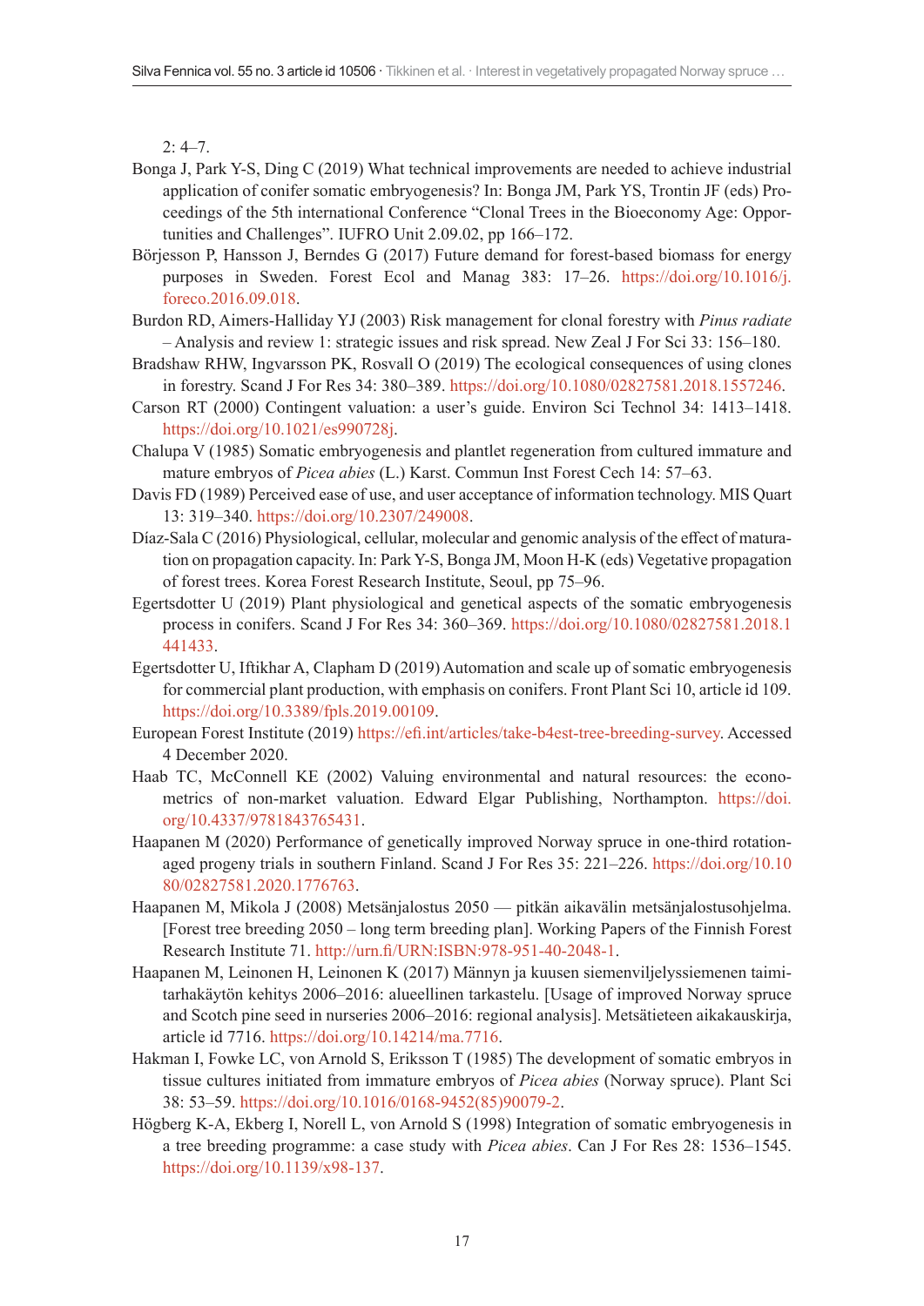2: 4–7.

Bonga J, Park Y-S, Ding C (2019) What technical improvements are needed to achieve industrial application of conifer somatic embryogenesis? In: Bonga JM, Park YS, Trontin JF (eds) Proceedings of the 5th international Conference "Clonal Trees in the Bioeconomy Age: Opportunities and Challenges". IUFRO Unit 2.09.02, pp 166–172.

Börjesson P, Hansson J, Berndes G (2017) Future demand for forest-based biomass for energy purposes in Sweden. Forest Ecol and Manag 383: 17–26. https://doi.org/10.1016/j.foreco.2016.09.018.

Burdon RD, Aimers-Halliday YJ (2003) Risk management for clonal forestry with *Pinus radiate* – Analysis and review 1: strategic issues and risk spread. New Zeal J For Sci 33: 156–180.

Bradshaw RHW, Ingvarsson PK, Rosvall O (2019) The ecological consequences of using clones in forestry. Scand J For Res 34: 380–389. https://doi.org/10.1080/02827581.2018.1557246.

Carson RT (2000) Contingent valuation: a user's guide. Environ Sci Technol 34: 1413–1418. https://doi.org/10.1021/es990728j.

Chalupa V (1985) Somatic embryogenesis and plantlet regeneration from cultured immature and mature embryos of *Picea abies* (L.) Karst. Commun Inst Forest Cech 14: 57–63.

Davis FD (1989) Perceived ease of use, and user acceptance of information technology. MIS Quart 13: 319–340. https://doi.org/10.2307/249008.

Díaz-Sala C (2016) Physiological, cellular, molecular and genomic analysis of the effect of maturation on propagation capacity. In: Park Y-S, Bonga JM, Moon H-K (eds) Vegetative propagation of forest trees. Korea Forest Research Institute, Seoul, pp 75–96.

Egertsdotter U (2019) Plant physiological and genetical aspects of the somatic embryogenesis process in conifers. Scand J For Res 34: 360–369. https://doi.org/10.1080/02827581.2018.1441433.

Egertsdotter U, Iftikhar A, Clapham D (2019) Automation and scale up of somatic embryogenesis for commercial plant production, with emphasis on conifers. Front Plant Sci 10, article id 109. https://doi.org/10.3389/fpls.2019.00109.

European Forest Institute (2019) https://efi.int/articles/take-b4est-tree-breeding-survey. Accessed 4 December 2020.

Haab TC, McConnell KE (2002) Valuing environmental and natural resources: the econometrics of non-market valuation. Edward Elgar Publishing, Northampton. https://doi.org/10.4337/9781843765431.

Haapanen M (2020) Performance of genetically improved Norway spruce in one-third rotation-aged progeny trials in southern Finland. Scand J For Res 35: 221–226. https://doi.org/10.1080/02827581.2020.1776763.

Haapanen M, Mikola J (2008) Metsänjalostus 2050 — pitkän aikavälin metsänjalostusohjelma. [Forest tree breeding 2050 – long term breeding plan]. Working Papers of the Finnish Forest Research Institute 71. http://urn.fi/URN:ISBN:978-951-40-2048-1.

Haapanen M, Leinonen H, Leinonen K (2017) Männyn ja kuusen siemenviljelyssiemenen taimitarhakäytön kehitys 2006–2016: alueellinen tarkastelu. [Usage of improved Norway spruce and Scotch pine seed in nurseries 2006–2016: regional analysis]. Metsätieteen aikakauskirja, article id 7716. https://doi.org/10.14214/ma.7716.

Hakman I, Fowke LC, von Arnold S, Eriksson T (1985) The development of somatic embryos in tissue cultures initiated from immature embryos of *Picea abies* (Norway spruce). Plant Sci 38: 53–59. https://doi.org/10.1016/0168-9452(85)90079-2.

Högberg K-A, Ekberg I, Norell L, von Arnold S (1998) Integration of somatic embryogenesis in a tree breeding programme: a case study with *Picea abies*. Can J For Res 28: 1536–1545. https://doi.org/10.1139/x98-137.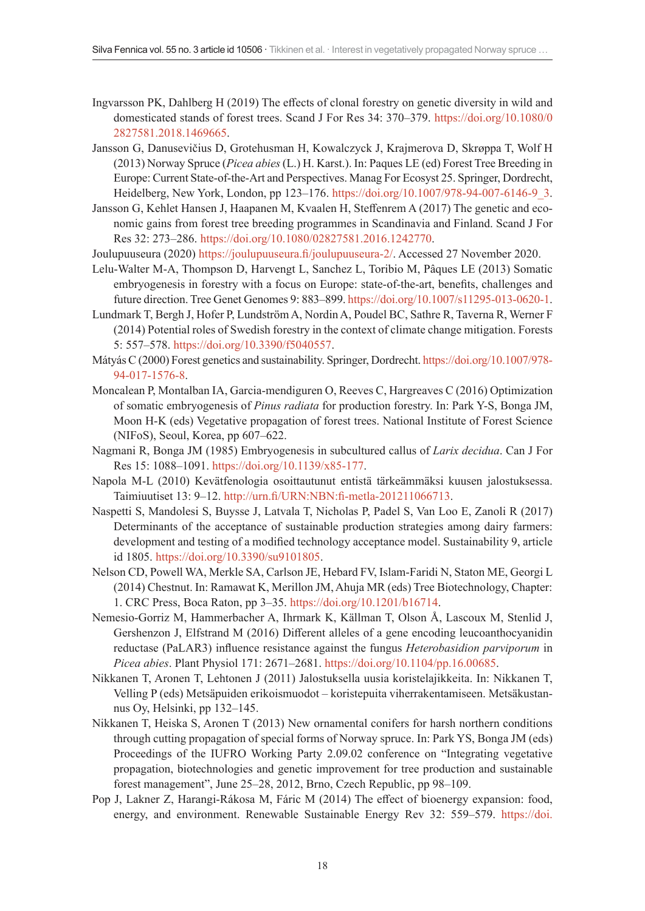Ingvarsson PK, Dahlberg H (2019) The effects of clonal forestry on genetic diversity in wild and domesticated stands of forest trees. Scand J For Res 34: 370–379. https://doi.org/10.1080/02827581.2018.1469665.

Jansson G, Danusevičius D, Grotehusman H, Kowalczyk J, Krajmerova D, Skrøppa T, Wolf H (2013) Norway Spruce (*Picea abies* (L.) H. Karst.). In: Paques LE (ed) Forest Tree Breeding in Europe: Current State-of-the-Art and Perspectives. Manag For Ecosyst 25. Springer, Dordrecht, Heidelberg, New York, London, pp 123–176. https://doi.org/10.1007/978-94-007-6146-9_3.

Jansson G, Kehlet Hansen J, Haapanen M, Kvaalen H, Steffenrem A (2017) The genetic and economic gains from forest tree breeding programmes in Scandinavia and Finland. Scand J For Res 32: 273–286. https://doi.org/10.1080/02827581.2016.1242770.

Joulupuuseura (2020) https://joulupuuseura.fi/joulupuuseura-2/. Accessed 27 November 2020.

Lelu-Walter M-A, Thompson D, Harvengt L, Sanchez L, Toribio M, Pâques LE (2013) Somatic embryogenesis in forestry with a focus on Europe: state-of-the-art, benefits, challenges and future direction. Tree Genet Genomes 9: 883–899. https://doi.org/10.1007/s11295-013-0620-1.

Lundmark T, Bergh J, Hofer P, Lundström A, Nordin A, Poudel BC, Sathre R, Taverna R, Werner F (2014) Potential roles of Swedish forestry in the context of climate change mitigation. Forests 5: 557–578. https://doi.org/10.3390/f5040557.

Mátyás C (2000) Forest genetics and sustainability. Springer, Dordrecht. https://doi.org/10.1007/978-94-017-1576-8.

Moncalean P, Montalban IA, Garcia-mendiguren O, Reeves C, Hargreaves C (2016) Optimization of somatic embryogenesis of *Pinus radiata* for production forestry. In: Park Y-S, Bonga JM, Moon H-K (eds) Vegetative propagation of forest trees. National Institute of Forest Science (NIFoS), Seoul, Korea, pp 607–622.

Nagmani R, Bonga JM (1985) Embryogenesis in subcultured callus of *Larix decidua*. Can J For Res 15: 1088–1091. https://doi.org/10.1139/x85-177.

Napola M-L (2010) Kevätfenologia osoittautunut entistä tärkeämmäksi kuusen jalostuksessa. Taimiuutiset 13: 9–12. http://urn.fi/URN:NBN:fi-metla-201211066713.

Naspetti S, Mandolesi S, Buysse J, Latvala T, Nicholas P, Padel S, Van Loo E, Zanoli R (2017) Determinants of the acceptance of sustainable production strategies among dairy farmers: development and testing of a modified technology acceptance model. Sustainability 9, article id 1805. https://doi.org/10.3390/su9101805.

Nelson CD, Powell WA, Merkle SA, Carlson JE, Hebard FV, Islam-Faridi N, Staton ME, Georgi L (2014) Chestnut. In: Ramawat K, Merillon JM, Ahuja MR (eds) Tree Biotechnology, Chapter: 1. CRC Press, Boca Raton, pp 3–35. https://doi.org/10.1201/b16714.

Nemesio-Gorriz M, Hammerbacher A, Ihrmark K, Källman T, Olson Å, Lascoux M, Stenlid J, Gershenzon J, Elfstrand M (2016) Different alleles of a gene encoding leucoanthocyanidin reductase (PaLAR3) influence resistance against the fungus *Heterobasidion parviporum* in *Picea abies*. Plant Physiol 171: 2671–2681. https://doi.org/10.1104/pp.16.00685.

Nikkanen T, Aronen T, Lehtonen J (2011) Jalostuksella uusia koristelajikkeita. In: Nikkanen T, Velling P (eds) Metsäpuiden erikoismuodot – koristepuita viherrakentamiseen. Metsäkustannus Oy, Helsinki, pp 132–145.

Nikkanen T, Heiska S, Aronen T (2013) New ornamental conifers for harsh northern conditions through cutting propagation of special forms of Norway spruce. In: Park YS, Bonga JM (eds) Proceedings of the IUFRO Working Party 2.09.02 conference on "Integrating vegetative propagation, biotechnologies and genetic improvement for tree production and sustainable forest management", June 25–28, 2012, Brno, Czech Republic, pp 98–109.

Pop J, Lakner Z, Harangi-Rákosa M, Fáric M (2014) The effect of bioenergy expansion: food, energy, and environment. Renewable Sustainable Energy Rev 32: 559–579. https://doi.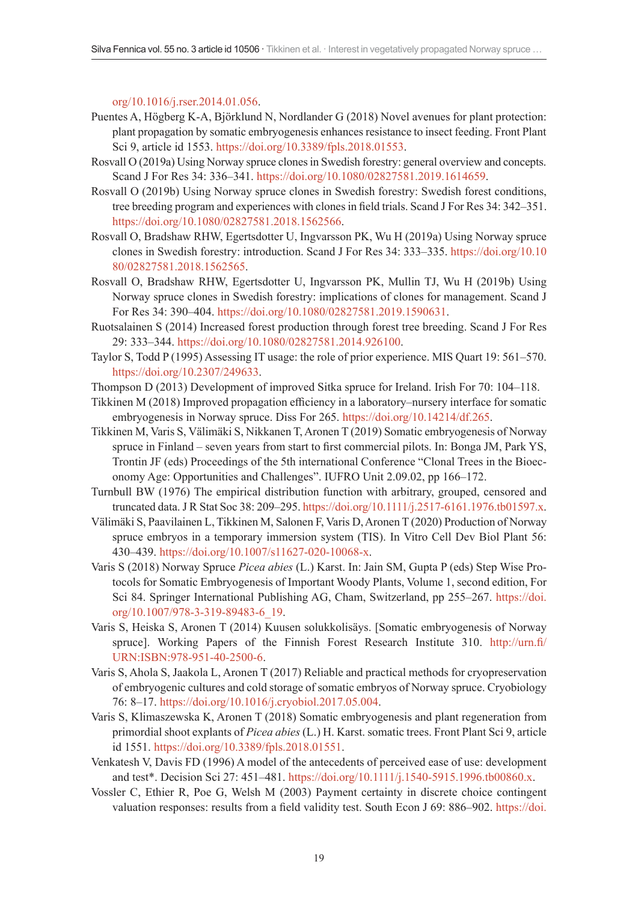org/10.1016/j.rser.2014.01.056.

Puentes A, Högberg K-A, Björklund N, Nordlander G (2018) Novel avenues for plant protection: plant propagation by somatic embryogenesis enhances resistance to insect feeding. Front Plant Sci 9, article id 1553. https://doi.org/10.3389/fpls.2018.01553.

Rosvall O (2019a) Using Norway spruce clones in Swedish forestry: general overview and concepts. Scand J For Res 34: 336–341. https://doi.org/10.1080/02827581.2019.1614659.

Rosvall O (2019b) Using Norway spruce clones in Swedish forestry: Swedish forest conditions, tree breeding program and experiences with clones in field trials. Scand J For Res 34: 342–351. https://doi.org/10.1080/02827581.2018.1562566.

Rosvall O, Bradshaw RHW, Egertsdotter U, Ingvarsson PK, Wu H (2019a) Using Norway spruce clones in Swedish forestry: introduction. Scand J For Res 34: 333–335. https://doi.org/10.1080/02827581.2018.1562565.

Rosvall O, Bradshaw RHW, Egertsdotter U, Ingvarsson PK, Mullin TJ, Wu H (2019b) Using Norway spruce clones in Swedish forestry: implications of clones for management. Scand J For Res 34: 390–404. https://doi.org/10.1080/02827581.2019.1590631.

Ruotsalainen S (2014) Increased forest production through forest tree breeding. Scand J For Res 29: 333–344. https://doi.org/10.1080/02827581.2014.926100.

Taylor S, Todd P (1995) Assessing IT usage: the role of prior experience. MIS Quart 19: 561–570. https://doi.org/10.2307/249633.

Thompson D (2013) Development of improved Sitka spruce for Ireland. Irish For 70: 104–118.

Tikkinen M (2018) Improved propagation efficiency in a laboratory–nursery interface for somatic embryogenesis in Norway spruce. Diss For 265. https://doi.org/10.14214/df.265.

Tikkinen M, Varis S, Välimäki S, Nikkanen T, Aronen T (2019) Somatic embryogenesis of Norway spruce in Finland – seven years from start to first commercial pilots. In: Bonga JM, Park YS, Trontin JF (eds) Proceedings of the 5th international Conference "Clonal Trees in the Bioeconomy Age: Opportunities and Challenges". IUFRO Unit 2.09.02, pp 166–172.

Turnbull BW (1976) The empirical distribution function with arbitrary, grouped, censored and truncated data. J R Stat Soc 38: 209–295. https://doi.org/10.1111/j.2517-6161.1976.tb01597.x.

Välimäki S, Paavilainen L, Tikkinen M, Salonen F, Varis D, Aronen T (2020) Production of Norway spruce embryos in a temporary immersion system (TIS). In Vitro Cell Dev Biol Plant 56: 430–439. https://doi.org/10.1007/s11627-020-10068-x.

Varis S (2018) Norway Spruce *Picea abies* (L.) Karst. In: Jain SM, Gupta P (eds) Step Wise Protocols for Somatic Embryogenesis of Important Woody Plants, Volume 1, second edition, For Sci 84. Springer International Publishing AG, Cham, Switzerland, pp 255–267. https://doi.org/10.1007/978-3-319-89483-6_19.

Varis S, Heiska S, Aronen T (2014) Kuusen solukkolisäys. [Somatic embryogenesis of Norway spruce]. Working Papers of the Finnish Forest Research Institute 310. http://urn.fi/URN:ISBN:978-951-40-2500-6.

Varis S, Ahola S, Jaakola L, Aronen T (2017) Reliable and practical methods for cryopreservation of embryogenic cultures and cold storage of somatic embryos of Norway spruce. Cryobiology 76: 8–17. https://doi.org/10.1016/j.cryobiol.2017.05.004.

Varis S, Klimaszewska K, Aronen T (2018) Somatic embryogenesis and plant regeneration from primordial shoot explants of *Picea abies* (L.) H. Karst. somatic trees. Front Plant Sci 9, article id 1551. https://doi.org/10.3389/fpls.2018.01551.

Venkatesh V, Davis FD (1996) A model of the antecedents of perceived ease of use: development and test*. Decision Sci 27: 451–481. https://doi.org/10.1111/j.1540-5915.1996.tb00860.x.

Vossler C, Ethier R, Poe G, Welsh M (2003) Payment certainty in discrete choice contingent valuation responses: results from a field validity test. South Econ J 69: 886–902. https://doi.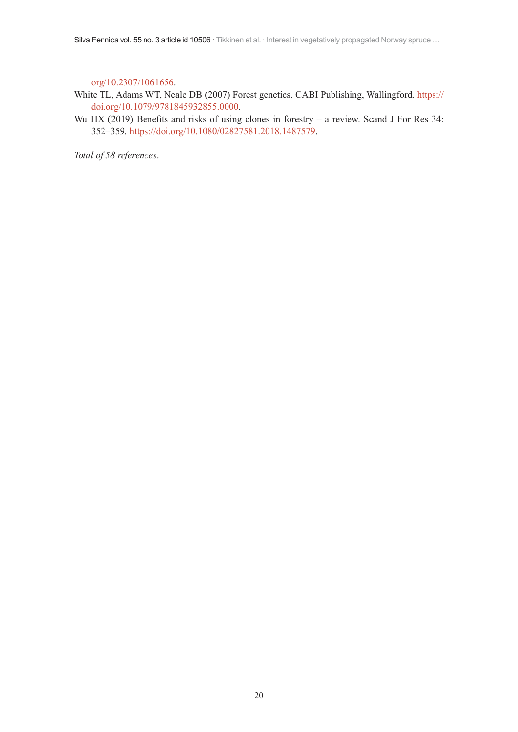org/10.2307/1061656.

White TL, Adams WT, Neale DB (2007) Forest genetics. CABI Publishing, Wallingford. https://doi.org/10.1079/9781845932855.0000.

Wu HX (2019) Benefits and risks of using clones in forestry – a review. Scand J For Res 34: 352–359. https://doi.org/10.1080/02827581.2018.1487579.

*Total of 58 references.*